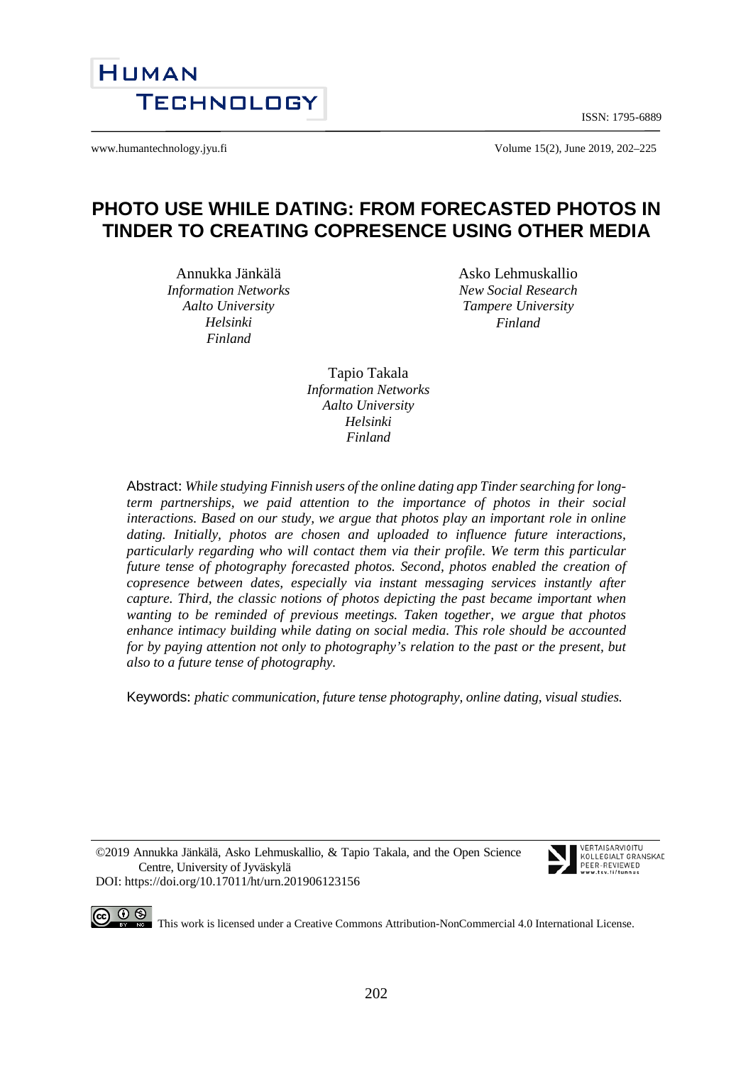# PHOTO USE WHILE DATING: FROM FORECASTED PHOTOS IN TINDER TO CREATING COPRESENCE USING OTHER MEDIA

Annukka Jänkälä
*Information Networks*
*Aalto University*
*Helsinki*
*Finland*

Asko Lehmuskallio
*New Social Research*
*Tampere University*
*Finland*

Tapio Takala
*Information Networks*
*Aalto University*
*Helsinki*
*Finland*

Abstract: *While studying Finnish users of the online dating app Tinder searching for long-term partnerships, we paid attention to the importance of photos in their social interactions. Based on our study, we argue that photos play an important role in online dating. Initially, photos are chosen and uploaded to influence future interactions, particularly regarding who will contact them via their profile. We term this particular future tense of photography forecasted photos. Second, photos enabled the creation of copresence between dates, especially via instant messaging services instantly after capture. Third, the classic notions of photos depicting the past became important when wanting to be reminded of previous meetings. Taken together, we argue that photos enhance intimacy building while dating on social media. This role should be accounted for by paying attention not only to photography's relation to the past or the present, but also to a future tense of photography.*

Keywords: *phatic communication, future tense photography, online dating, visual studies.*

©2019 Annukka Jänkälä, Asko Lehmuskallio, & Tapio Takala, and the Open Science Centre, University of Jyväskylä
DOI: https://doi.org/10.17011/ht/urn.201906123156

This work is licensed under a Creative Commons Attribution-NonCommercial 4.0 International License.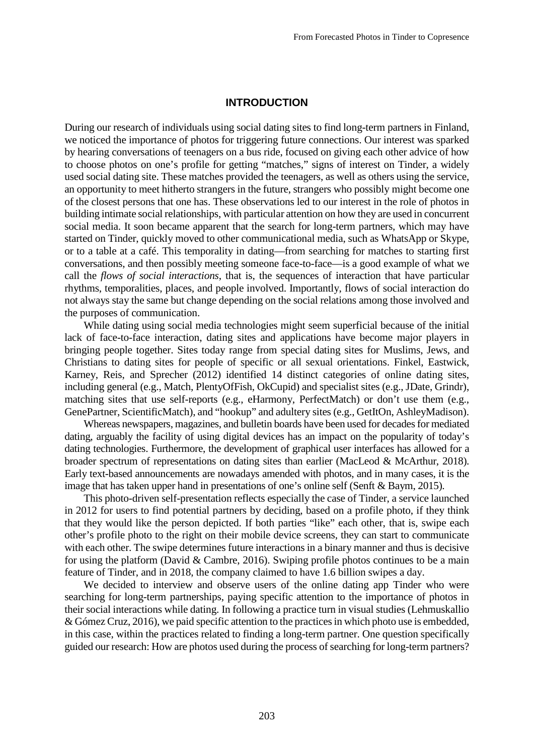## INTRODUCTION

During our research of individuals using social dating sites to find long-term partners in Finland, we noticed the importance of photos for triggering future connections. Our interest was sparked by hearing conversations of teenagers on a bus ride, focused on giving each other advice of how to choose photos on one's profile for getting "matches," signs of interest on Tinder, a widely used social dating site. These matches provided the teenagers, as well as others using the service, an opportunity to meet hitherto strangers in the future, strangers who possibly might become one of the closest persons that one has. These observations led to our interest in the role of photos in building intimate social relationships, with particular attention on how they are used in concurrent social media. It soon became apparent that the search for long-term partners, which may have started on Tinder, quickly moved to other communicational media, such as WhatsApp or Skype, or to a table at a café. This temporality in dating—from searching for matches to starting first conversations, and then possibly meeting someone face-to-face—is a good example of what we call the *flows of social interactions*, that is, the sequences of interaction that have particular rhythms, temporalities, places, and people involved. Importantly, flows of social interaction do not always stay the same but change depending on the social relations among those involved and the purposes of communication.

While dating using social media technologies might seem superficial because of the initial lack of face-to-face interaction, dating sites and applications have become major players in bringing people together. Sites today range from special dating sites for Muslims, Jews, and Christians to dating sites for people of specific or all sexual orientations. Finkel, Eastwick, Karney, Reis, and Sprecher (2012) identified 14 distinct categories of online dating sites, including general (e.g., Match, PlentyOfFish, OkCupid) and specialist sites (e.g., JDate, Grindr), matching sites that use self-reports (e.g., eHarmony, PerfectMatch) or don't use them (e.g., GenePartner, ScientificMatch), and "hookup" and adultery sites (e.g., GetItOn, AshleyMadison).

Whereas newspapers, magazines, and bulletin boards have been used for decades for mediated dating, arguably the facility of using digital devices has an impact on the popularity of today's dating technologies. Furthermore, the development of graphical user interfaces has allowed for a broader spectrum of representations on dating sites than earlier (MacLeod & McArthur, 2018). Early text-based announcements are nowadays amended with photos, and in many cases, it is the image that has taken upper hand in presentations of one's online self (Senft & Baym, 2015).

This photo-driven self-presentation reflects especially the case of Tinder, a service launched in 2012 for users to find potential partners by deciding, based on a profile photo, if they think that they would like the person depicted. If both parties "like" each other, that is, swipe each other's profile photo to the right on their mobile device screens, they can start to communicate with each other. The swipe determines future interactions in a binary manner and thus is decisive for using the platform (David & Cambre, 2016). Swiping profile photos continues to be a main feature of Tinder, and in 2018, the company claimed to have 1.6 billion swipes a day.

We decided to interview and observe users of the online dating app Tinder who were searching for long-term partnerships, paying specific attention to the importance of photos in their social interactions while dating. In following a practice turn in visual studies (Lehmuskallio & Gómez Cruz, 2016), we paid specific attention to the practices in which photo use is embedded, in this case, within the practices related to finding a long-term partner. One question specifically guided our research: How are photos used during the process of searching for long-term partners?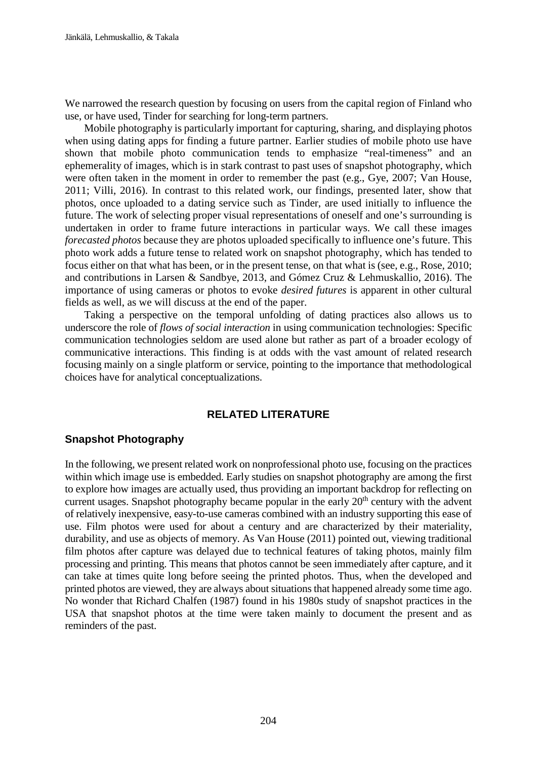We narrowed the research question by focusing on users from the capital region of Finland who use, or have used, Tinder for searching for long-term partners.

Mobile photography is particularly important for capturing, sharing, and displaying photos when using dating apps for finding a future partner. Earlier studies of mobile photo use have shown that mobile photo communication tends to emphasize "real-timeness" and an ephemerality of images, which is in stark contrast to past uses of snapshot photography, which were often taken in the moment in order to remember the past (e.g., Gye, 2007; Van House, 2011; Villi, 2016). In contrast to this related work, our findings, presented later, show that photos, once uploaded to a dating service such as Tinder, are used initially to influence the future. The work of selecting proper visual representations of oneself and one's surrounding is undertaken in order to frame future interactions in particular ways. We call these images *forecasted photos* because they are photos uploaded specifically to influence one's future. This photo work adds a future tense to related work on snapshot photography, which has tended to focus either on that what has been, or in the present tense, on that what is (see, e.g., Rose, 2010; and contributions in Larsen & Sandbye, 2013, and Gómez Cruz & Lehmuskallio, 2016). The importance of using cameras or photos to evoke *desired futures* is apparent in other cultural fields as well, as we will discuss at the end of the paper.

Taking a perspective on the temporal unfolding of dating practices also allows us to underscore the role of *flows of social interaction* in using communication technologies: Specific communication technologies seldom are used alone but rather as part of a broader ecology of communicative interactions. This finding is at odds with the vast amount of related research focusing mainly on a single platform or service, pointing to the importance that methodological choices have for analytical conceptualizations.

## RELATED LITERATURE

### Snapshot Photography

In the following, we present related work on nonprofessional photo use, focusing on the practices within which image use is embedded. Early studies on snapshot photography are among the first to explore how images are actually used, thus providing an important backdrop for reflecting on current usages. Snapshot photography became popular in the early 20th century with the advent of relatively inexpensive, easy-to-use cameras combined with an industry supporting this ease of use. Film photos were used for about a century and are characterized by their materiality, durability, and use as objects of memory. As Van House (2011) pointed out, viewing traditional film photos after capture was delayed due to technical features of taking photos, mainly film processing and printing. This means that photos cannot be seen immediately after capture, and it can take at times quite long before seeing the printed photos. Thus, when the developed and printed photos are viewed, they are always about situations that happened already some time ago. No wonder that Richard Chalfen (1987) found in his 1980s study of snapshot practices in the USA that snapshot photos at the time were taken mainly to document the present and as reminders of the past.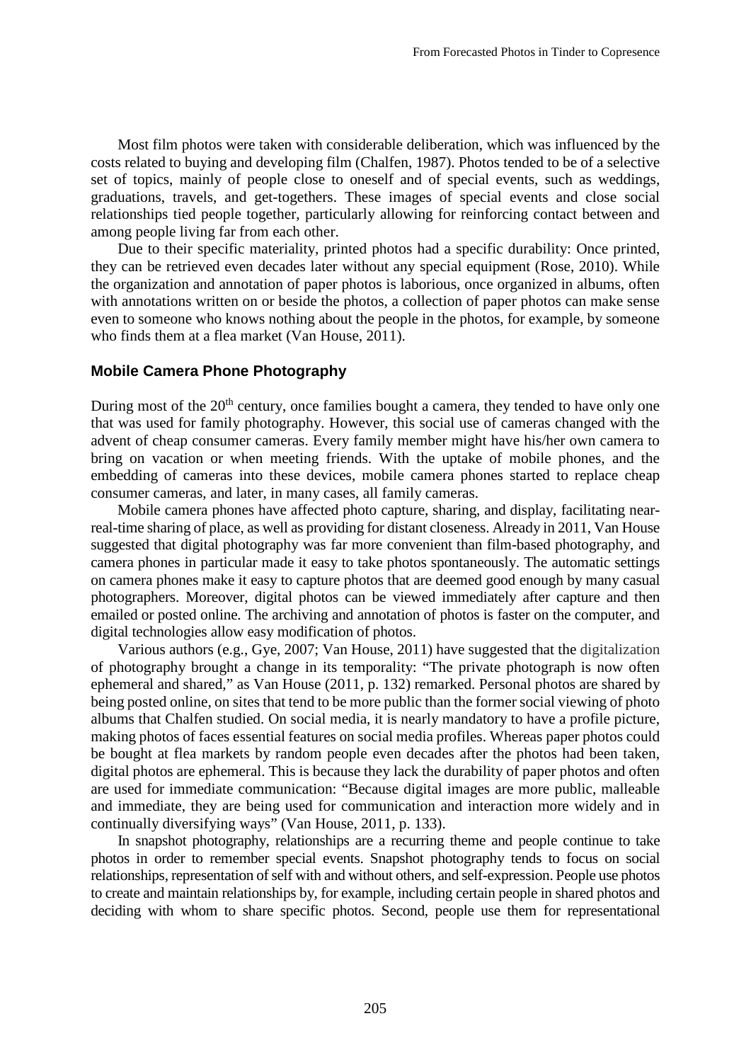Most film photos were taken with considerable deliberation, which was influenced by the costs related to buying and developing film (Chalfen, 1987). Photos tended to be of a selective set of topics, mainly of people close to oneself and of special events, such as weddings, graduations, travels, and get-togethers. These images of special events and close social relationships tied people together, particularly allowing for reinforcing contact between and among people living far from each other.

Due to their specific materiality, printed photos had a specific durability: Once printed, they can be retrieved even decades later without any special equipment (Rose, 2010). While the organization and annotation of paper photos is laborious, once organized in albums, often with annotations written on or beside the photos, a collection of paper photos can make sense even to someone who knows nothing about the people in the photos, for example, by someone who finds them at a flea market (Van House, 2011).

## Mobile Camera Phone Photography

During most of the 20th century, once families bought a camera, they tended to have only one that was used for family photography. However, this social use of cameras changed with the advent of cheap consumer cameras. Every family member might have his/her own camera to bring on vacation or when meeting friends. With the uptake of mobile phones, and the embedding of cameras into these devices, mobile camera phones started to replace cheap consumer cameras, and later, in many cases, all family cameras.

Mobile camera phones have affected photo capture, sharing, and display, facilitating near-real-time sharing of place, as well as providing for distant closeness. Already in 2011, Van House suggested that digital photography was far more convenient than film-based photography, and camera phones in particular made it easy to take photos spontaneously. The automatic settings on camera phones make it easy to capture photos that are deemed good enough by many casual photographers. Moreover, digital photos can be viewed immediately after capture and then emailed or posted online. The archiving and annotation of photos is faster on the computer, and digital technologies allow easy modification of photos.

Various authors (e.g., Gye, 2007; Van House, 2011) have suggested that the digitalization of photography brought a change in its temporality: "The private photograph is now often ephemeral and shared," as Van House (2011, p. 132) remarked. Personal photos are shared by being posted online, on sites that tend to be more public than the former social viewing of photo albums that Chalfen studied. On social media, it is nearly mandatory to have a profile picture, making photos of faces essential features on social media profiles. Whereas paper photos could be bought at flea markets by random people even decades after the photos had been taken, digital photos are ephemeral. This is because they lack the durability of paper photos and often are used for immediate communication: "Because digital images are more public, malleable and immediate, they are being used for communication and interaction more widely and in continually diversifying ways" (Van House, 2011, p. 133).

In snapshot photography, relationships are a recurring theme and people continue to take photos in order to remember special events. Snapshot photography tends to focus on social relationships, representation of self with and without others, and self-expression. People use photos to create and maintain relationships by, for example, including certain people in shared photos and deciding with whom to share specific photos. Second, people use them for representational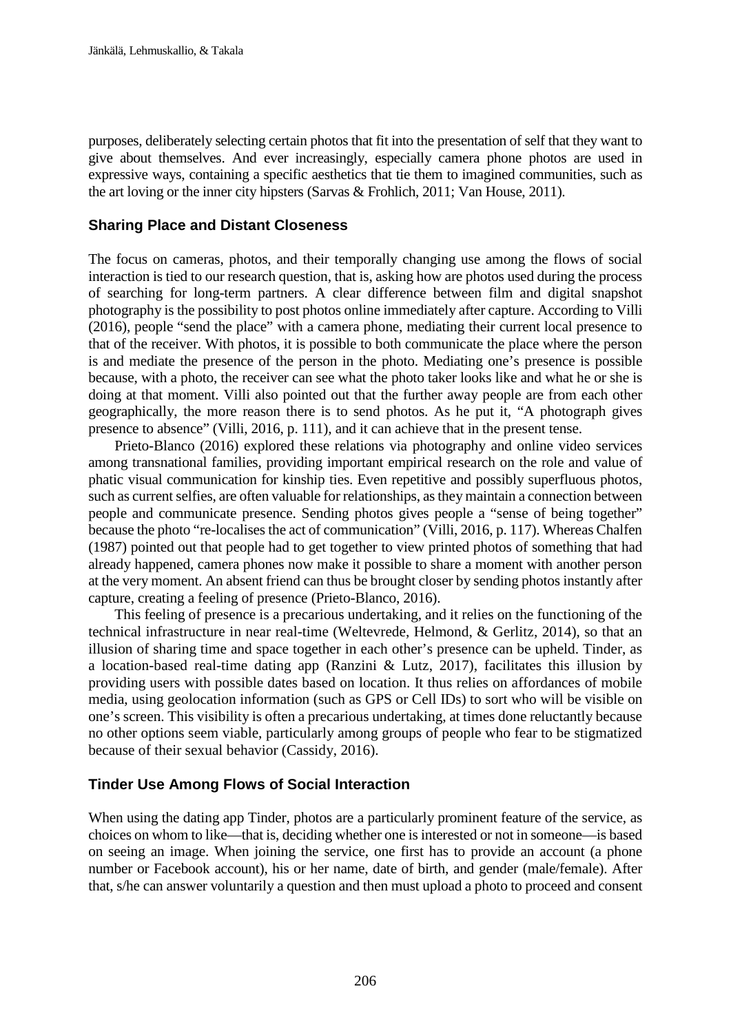purposes, deliberately selecting certain photos that fit into the presentation of self that they want to give about themselves. And ever increasingly, especially camera phone photos are used in expressive ways, containing a specific aesthetics that tie them to imagined communities, such as the art loving or the inner city hipsters (Sarvas & Frohlich, 2011; Van House, 2011).

## Sharing Place and Distant Closeness

The focus on cameras, photos, and their temporally changing use among the flows of social interaction is tied to our research question, that is, asking how are photos used during the process of searching for long-term partners. A clear difference between film and digital snapshot photography is the possibility to post photos online immediately after capture. According to Villi (2016), people "send the place" with a camera phone, mediating their current local presence to that of the receiver. With photos, it is possible to both communicate the place where the person is and mediate the presence of the person in the photo. Mediating one's presence is possible because, with a photo, the receiver can see what the photo taker looks like and what he or she is doing at that moment. Villi also pointed out that the further away people are from each other geographically, the more reason there is to send photos. As he put it, "A photograph gives presence to absence" (Villi, 2016, p. 111), and it can achieve that in the present tense.

Prieto-Blanco (2016) explored these relations via photography and online video services among transnational families, providing important empirical research on the role and value of phatic visual communication for kinship ties. Even repetitive and possibly superfluous photos, such as current selfies, are often valuable for relationships, as they maintain a connection between people and communicate presence. Sending photos gives people a "sense of being together" because the photo "re-localises the act of communication" (Villi, 2016, p. 117). Whereas Chalfen (1987) pointed out that people had to get together to view printed photos of something that had already happened, camera phones now make it possible to share a moment with another person at the very moment. An absent friend can thus be brought closer by sending photos instantly after capture, creating a feeling of presence (Prieto-Blanco, 2016).

This feeling of presence is a precarious undertaking, and it relies on the functioning of the technical infrastructure in near real-time (Weltevrede, Helmond, & Gerlitz, 2014), so that an illusion of sharing time and space together in each other's presence can be upheld. Tinder, as a location-based real-time dating app (Ranzini & Lutz, 2017), facilitates this illusion by providing users with possible dates based on location. It thus relies on affordances of mobile media, using geolocation information (such as GPS or Cell IDs) to sort who will be visible on one's screen. This visibility is often a precarious undertaking, at times done reluctantly because no other options seem viable, particularly among groups of people who fear to be stigmatized because of their sexual behavior (Cassidy, 2016).

## Tinder Use Among Flows of Social Interaction

When using the dating app Tinder, photos are a particularly prominent feature of the service, as choices on whom to like—that is, deciding whether one is interested or not in someone—is based on seeing an image. When joining the service, one first has to provide an account (a phone number or Facebook account), his or her name, date of birth, and gender (male/female). After that, s/he can answer voluntarily a question and then must upload a photo to proceed and consent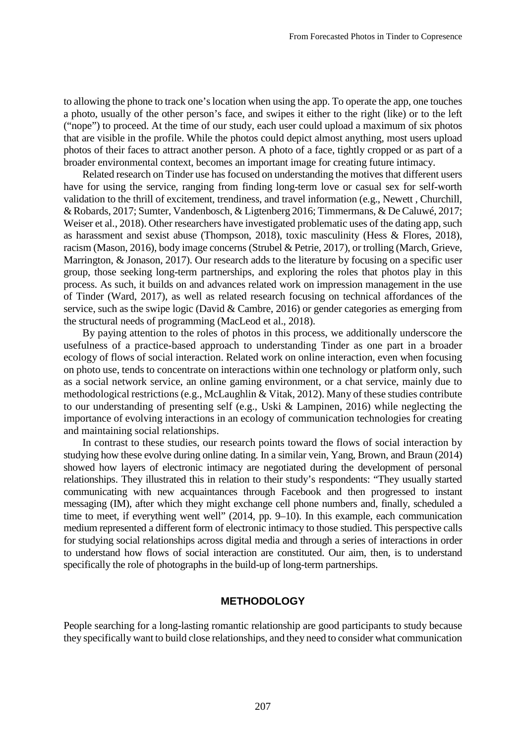to allowing the phone to track one's location when using the app. To operate the app, one touches a photo, usually of the other person's face, and swipes it either to the right (like) or to the left ("nope") to proceed. At the time of our study, each user could upload a maximum of six photos that are visible in the profile. While the photos could depict almost anything, most users upload photos of their faces to attract another person. A photo of a face, tightly cropped or as part of a broader environmental context, becomes an important image for creating future intimacy.

Related research on Tinder use has focused on understanding the motives that different users have for using the service, ranging from finding long-term love or casual sex for self-worth validation to the thrill of excitement, trendiness, and travel information (e.g., Newett , Churchill, & Robards, 2017; Sumter, Vandenbosch, & Ligtenberg 2016; Timmermans, & De Caluwé, 2017; Weiser et al., 2018). Other researchers have investigated problematic uses of the dating app, such as harassment and sexist abuse (Thompson, 2018), toxic masculinity (Hess & Flores, 2018), racism (Mason, 2016), body image concerns (Strubel & Petrie, 2017), or trolling (March, Grieve, Marrington, & Jonason, 2017). Our research adds to the literature by focusing on a specific user group, those seeking long-term partnerships, and exploring the roles that photos play in this process. As such, it builds on and advances related work on impression management in the use of Tinder (Ward, 2017), as well as related research focusing on technical affordances of the service, such as the swipe logic (David & Cambre, 2016) or gender categories as emerging from the structural needs of programming (MacLeod et al., 2018).

By paying attention to the roles of photos in this process, we additionally underscore the usefulness of a practice-based approach to understanding Tinder as one part in a broader ecology of flows of social interaction. Related work on online interaction, even when focusing on photo use, tends to concentrate on interactions within one technology or platform only, such as a social network service, an online gaming environment, or a chat service, mainly due to methodological restrictions (e.g., McLaughlin & Vitak, 2012). Many of these studies contribute to our understanding of presenting self (e.g., Uski & Lampinen, 2016) while neglecting the importance of evolving interactions in an ecology of communication technologies for creating and maintaining social relationships.

In contrast to these studies, our research points toward the flows of social interaction by studying how these evolve during online dating. In a similar vein, Yang, Brown, and Braun (2014) showed how layers of electronic intimacy are negotiated during the development of personal relationships. They illustrated this in relation to their study's respondents: "They usually started communicating with new acquaintances through Facebook and then progressed to instant messaging (IM), after which they might exchange cell phone numbers and, finally, scheduled a time to meet, if everything went well" (2014, pp. 9–10). In this example, each communication medium represented a different form of electronic intimacy to those studied. This perspective calls for studying social relationships across digital media and through a series of interactions in order to understand how flows of social interaction are constituted. Our aim, then, is to understand specifically the role of photographs in the build-up of long-term partnerships.

## METHODOLOGY

People searching for a long-lasting romantic relationship are good participants to study because they specifically want to build close relationships, and they need to consider what communication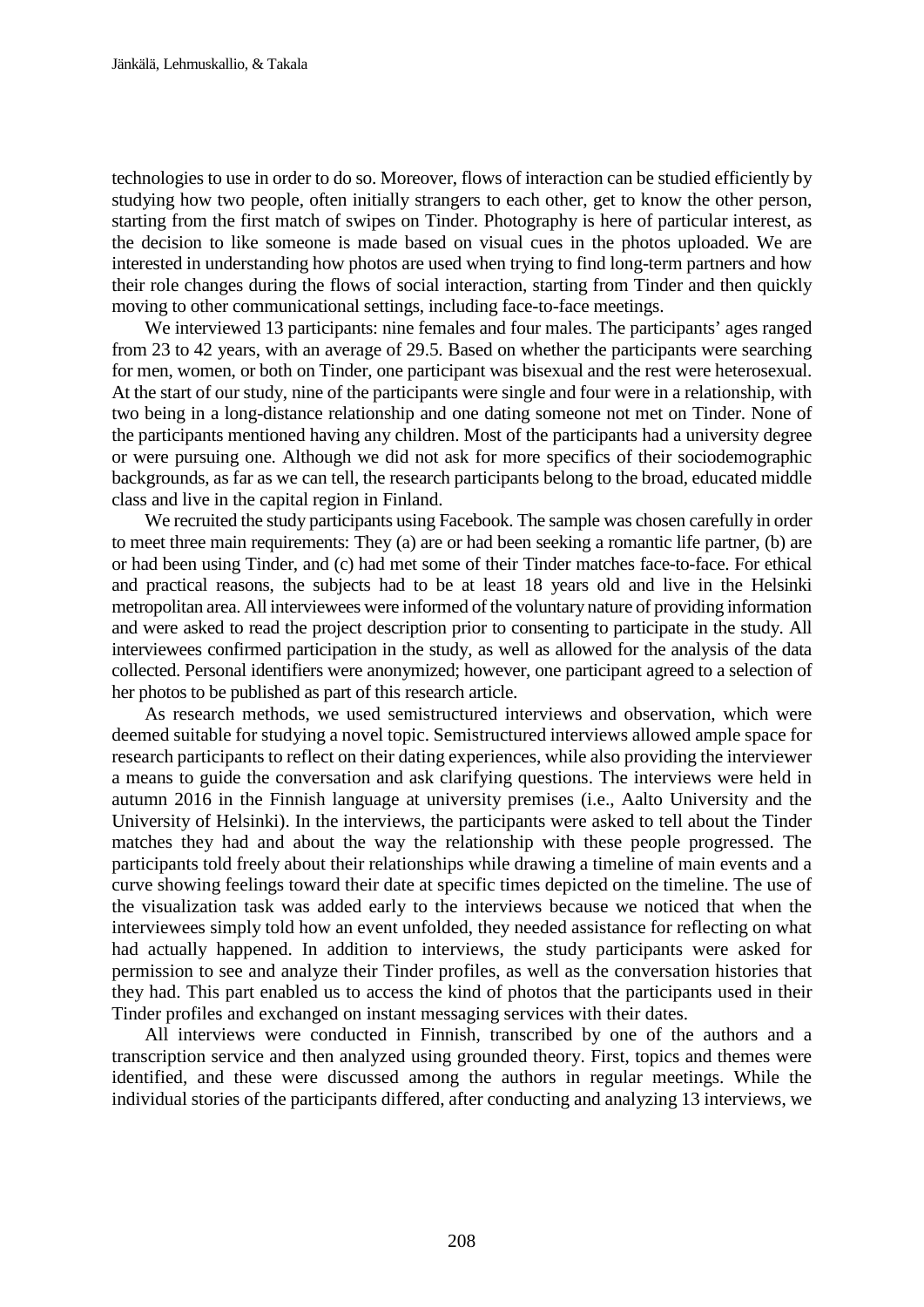technologies to use in order to do so. Moreover, flows of interaction can be studied efficiently by studying how two people, often initially strangers to each other, get to know the other person, starting from the first match of swipes on Tinder. Photography is here of particular interest, as the decision to like someone is made based on visual cues in the photos uploaded. We are interested in understanding how photos are used when trying to find long-term partners and how their role changes during the flows of social interaction, starting from Tinder and then quickly moving to other communicational settings, including face-to-face meetings.

We interviewed 13 participants: nine females and four males. The participants' ages ranged from 23 to 42 years, with an average of 29.5. Based on whether the participants were searching for men, women, or both on Tinder, one participant was bisexual and the rest were heterosexual. At the start of our study, nine of the participants were single and four were in a relationship, with two being in a long-distance relationship and one dating someone not met on Tinder. None of the participants mentioned having any children. Most of the participants had a university degree or were pursuing one. Although we did not ask for more specifics of their sociodemographic backgrounds, as far as we can tell, the research participants belong to the broad, educated middle class and live in the capital region in Finland.

We recruited the study participants using Facebook. The sample was chosen carefully in order to meet three main requirements: They (a) are or had been seeking a romantic life partner, (b) are or had been using Tinder, and (c) had met some of their Tinder matches face-to-face. For ethical and practical reasons, the subjects had to be at least 18 years old and live in the Helsinki metropolitan area. All interviewees were informed of the voluntary nature of providing information and were asked to read the project description prior to consenting to participate in the study. All interviewees confirmed participation in the study, as well as allowed for the analysis of the data collected. Personal identifiers were anonymized; however, one participant agreed to a selection of her photos to be published as part of this research article.

As research methods, we used semistructured interviews and observation, which were deemed suitable for studying a novel topic. Semistructured interviews allowed ample space for research participants to reflect on their dating experiences, while also providing the interviewer a means to guide the conversation and ask clarifying questions. The interviews were held in autumn 2016 in the Finnish language at university premises (i.e., Aalto University and the University of Helsinki). In the interviews, the participants were asked to tell about the Tinder matches they had and about the way the relationship with these people progressed. The participants told freely about their relationships while drawing a timeline of main events and a curve showing feelings toward their date at specific times depicted on the timeline. The use of the visualization task was added early to the interviews because we noticed that when the interviewees simply told how an event unfolded, they needed assistance for reflecting on what had actually happened. In addition to interviews, the study participants were asked for permission to see and analyze their Tinder profiles, as well as the conversation histories that they had. This part enabled us to access the kind of photos that the participants used in their Tinder profiles and exchanged on instant messaging services with their dates.

All interviews were conducted in Finnish, transcribed by one of the authors and a transcription service and then analyzed using grounded theory. First, topics and themes were identified, and these were discussed among the authors in regular meetings. While the individual stories of the participants differed, after conducting and analyzing 13 interviews, we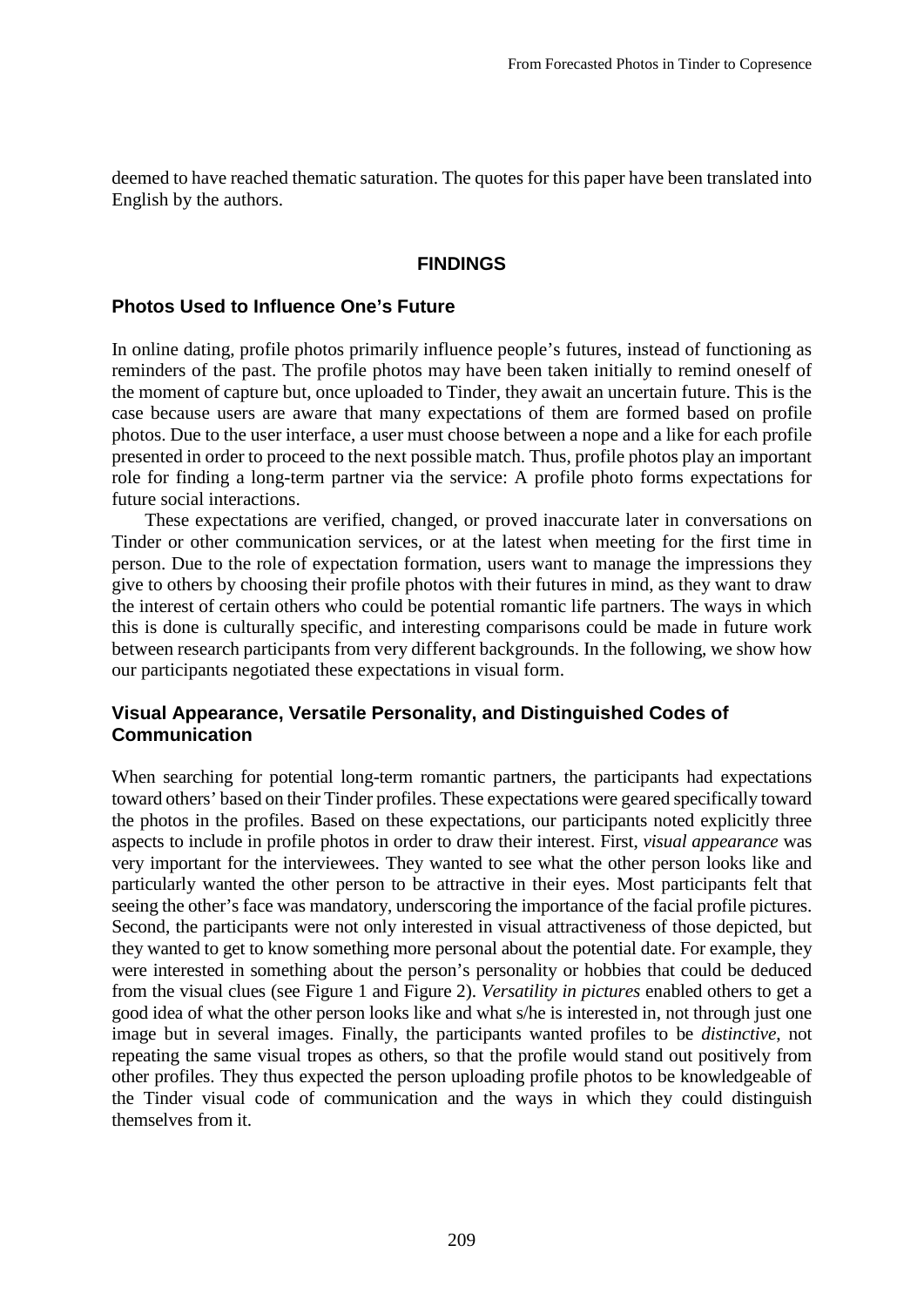deemed to have reached thematic saturation. The quotes for this paper have been translated into English by the authors.

## FINDINGS

### Photos Used to Influence One's Future

In online dating, profile photos primarily influence people's futures, instead of functioning as reminders of the past. The profile photos may have been taken initially to remind oneself of the moment of capture but, once uploaded to Tinder, they await an uncertain future. This is the case because users are aware that many expectations of them are formed based on profile photos. Due to the user interface, a user must choose between a nope and a like for each profile presented in order to proceed to the next possible match. Thus, profile photos play an important role for finding a long-term partner via the service: A profile photo forms expectations for future social interactions.

These expectations are verified, changed, or proved inaccurate later in conversations on Tinder or other communication services, or at the latest when meeting for the first time in person. Due to the role of expectation formation, users want to manage the impressions they give to others by choosing their profile photos with their futures in mind, as they want to draw the interest of certain others who could be potential romantic life partners. The ways in which this is done is culturally specific, and interesting comparisons could be made in future work between research participants from very different backgrounds. In the following, we show how our participants negotiated these expectations in visual form.

### Visual Appearance, Versatile Personality, and Distinguished Codes of Communication

When searching for potential long-term romantic partners, the participants had expectations toward others' based on their Tinder profiles. These expectations were geared specifically toward the photos in the profiles. Based on these expectations, our participants noted explicitly three aspects to include in profile photos in order to draw their interest. First, *visual appearance* was very important for the interviewees. They wanted to see what the other person looks like and particularly wanted the other person to be attractive in their eyes. Most participants felt that seeing the other's face was mandatory, underscoring the importance of the facial profile pictures. Second, the participants were not only interested in visual attractiveness of those depicted, but they wanted to get to know something more personal about the potential date. For example, they were interested in something about the person's personality or hobbies that could be deduced from the visual clues (see Figure 1 and Figure 2). *Versatility in pictures* enabled others to get a good idea of what the other person looks like and what s/he is interested in, not through just one image but in several images. Finally, the participants wanted profiles to be *distinctive*, not repeating the same visual tropes as others, so that the profile would stand out positively from other profiles. They thus expected the person uploading profile photos to be knowledgeable of the Tinder visual code of communication and the ways in which they could distinguish themselves from it.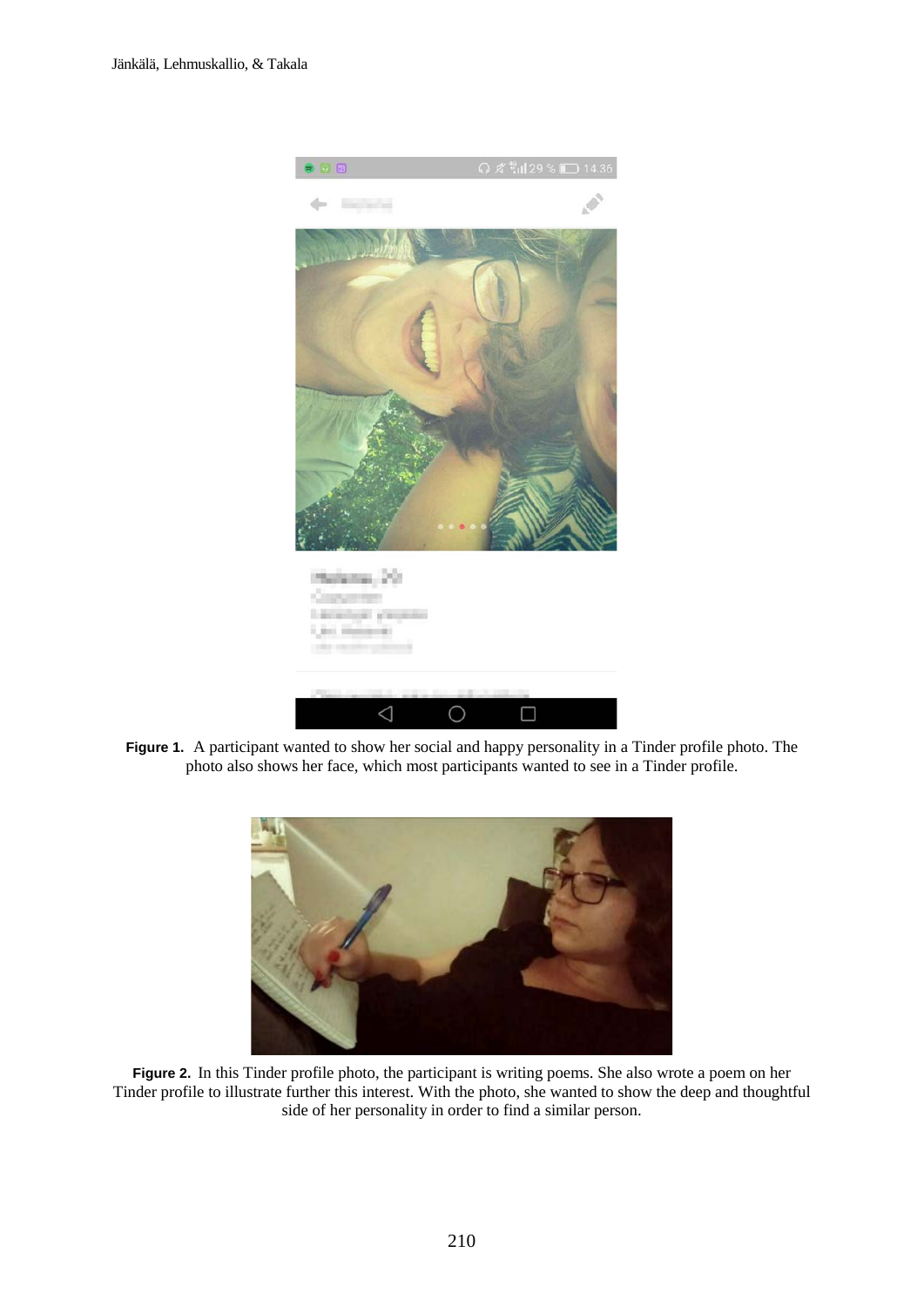**Figure 1.** A participant wanted to show her social and happy personality in a Tinder profile photo. The photo also shows her face, which most participants wanted to see in a Tinder profile.

**Figure 2.** In this Tinder profile photo, the participant is writing poems. She also wrote a poem on her Tinder profile to illustrate further this interest. With the photo, she wanted to show the deep and thoughtful side of her personality in order to find a similar person.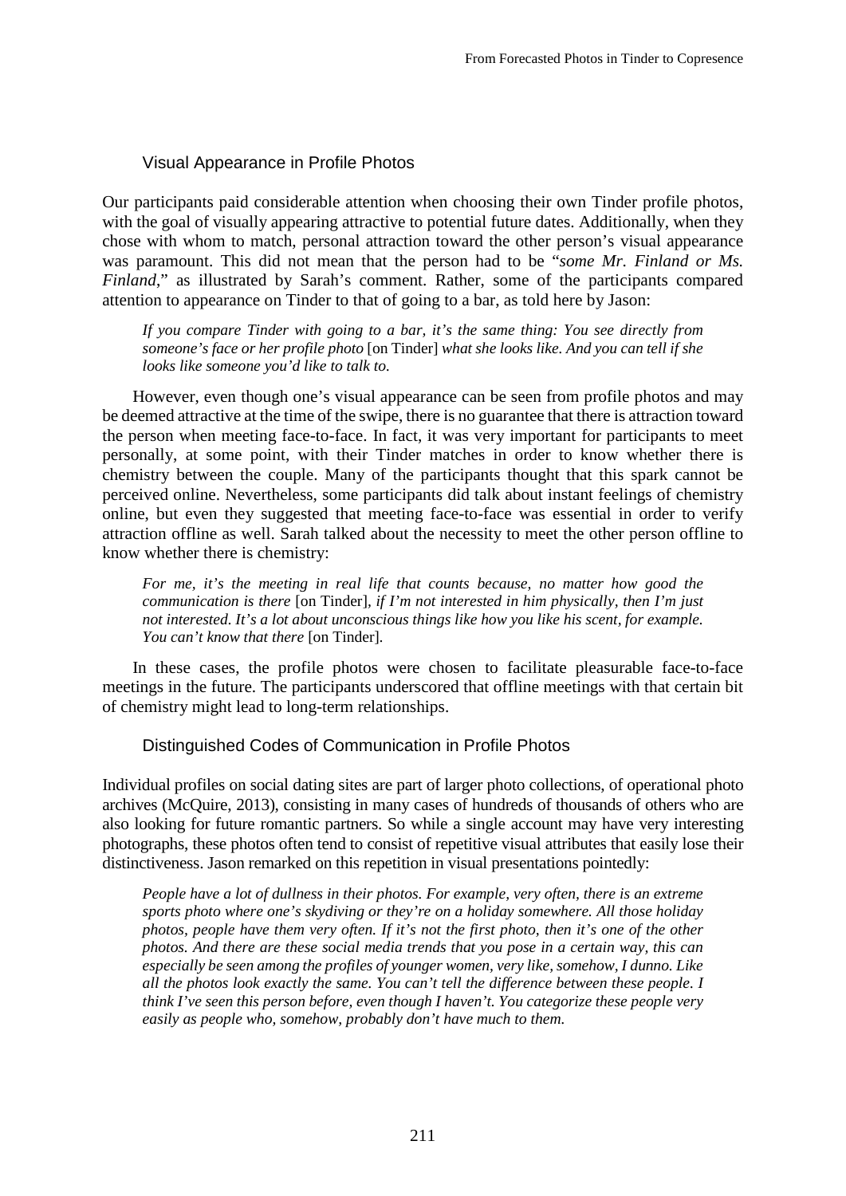## Visual Appearance in Profile Photos

Our participants paid considerable attention when choosing their own Tinder profile photos, with the goal of visually appearing attractive to potential future dates. Additionally, when they chose with whom to match, personal attraction toward the other person's visual appearance was paramount. This did not mean that the person had to be "*some Mr. Finland or Ms. Finland*," as illustrated by Sarah's comment. Rather, some of the participants compared attention to appearance on Tinder to that of going to a bar, as told here by Jason:

> *If you compare Tinder with going to a bar, it's the same thing: You see directly from someone's face or her profile photo* [on Tinder] *what she looks like. And you can tell if she looks like someone you'd like to talk to.*

However, even though one's visual appearance can be seen from profile photos and may be deemed attractive at the time of the swipe, there is no guarantee that there is attraction toward the person when meeting face-to-face. In fact, it was very important for participants to meet personally, at some point, with their Tinder matches in order to know whether there is chemistry between the couple. Many of the participants thought that this spark cannot be perceived online. Nevertheless, some participants did talk about instant feelings of chemistry online, but even they suggested that meeting face-to-face was essential in order to verify attraction offline as well. Sarah talked about the necessity to meet the other person offline to know whether there is chemistry:

> *For me, it's the meeting in real life that counts because, no matter how good the communication is there* [on Tinder]*, if I'm not interested in him physically, then I'm just not interested. It's a lot about unconscious things like how you like his scent, for example. You can't know that there* [on Tinder].

In these cases, the profile photos were chosen to facilitate pleasurable face-to-face meetings in the future. The participants underscored that offline meetings with that certain bit of chemistry might lead to long-term relationships.

## Distinguished Codes of Communication in Profile Photos

Individual profiles on social dating sites are part of larger photo collections, of operational photo archives (McQuire, 2013), consisting in many cases of hundreds of thousands of others who are also looking for future romantic partners. So while a single account may have very interesting photographs, these photos often tend to consist of repetitive visual attributes that easily lose their distinctiveness. Jason remarked on this repetition in visual presentations pointedly:

> *People have a lot of dullness in their photos. For example, very often, there is an extreme sports photo where one's skydiving or they're on a holiday somewhere. All those holiday photos, people have them very often. If it's not the first photo, then it's one of the other photos. And there are these social media trends that you pose in a certain way, this can especially be seen among the profiles of younger women, very like, somehow, I dunno. Like all the photos look exactly the same. You can't tell the difference between these people. I think I've seen this person before, even though I haven't. You categorize these people very easily as people who, somehow, probably don't have much to them.*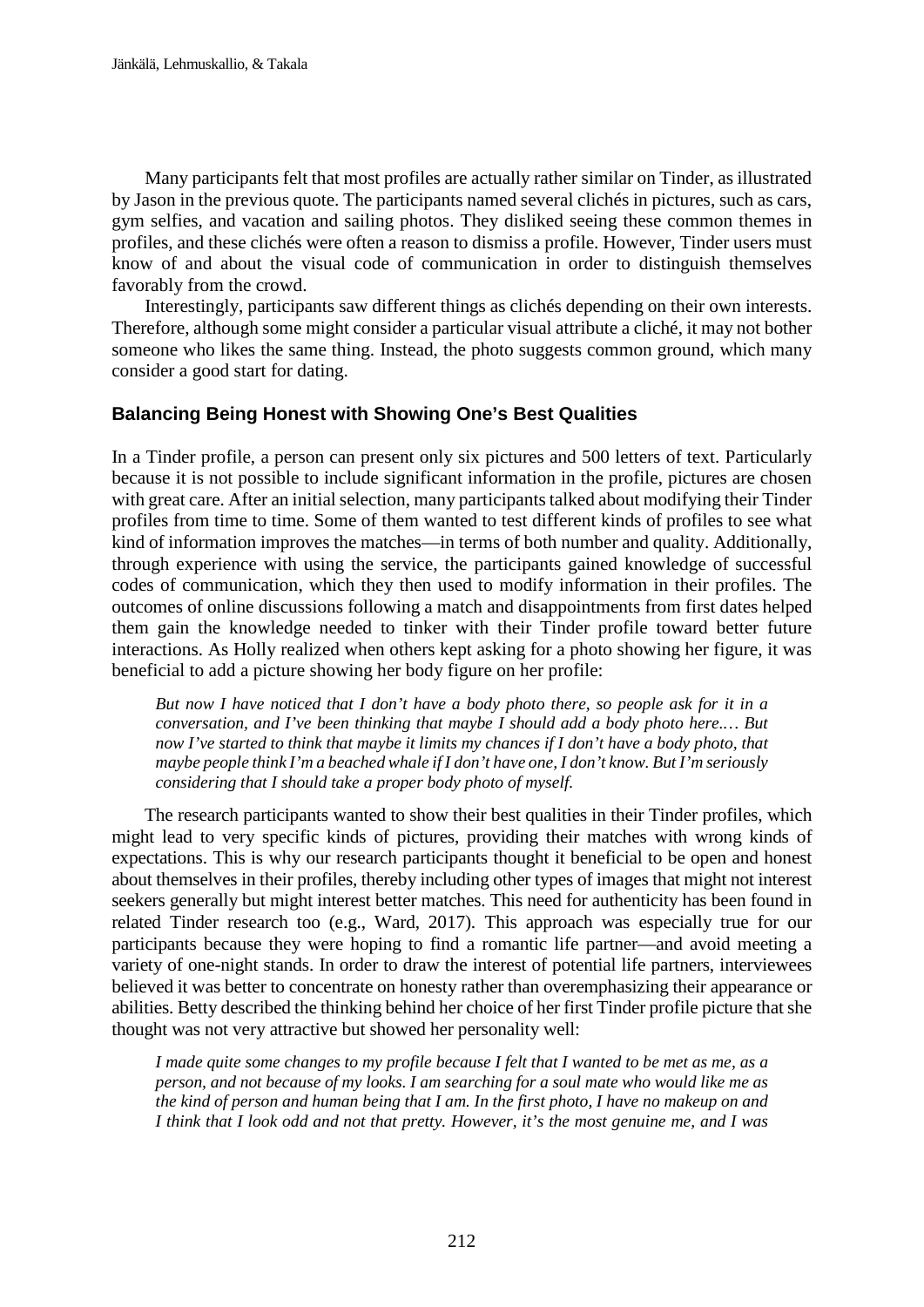Many participants felt that most profiles are actually rather similar on Tinder, as illustrated by Jason in the previous quote. The participants named several clichés in pictures, such as cars, gym selfies, and vacation and sailing photos. They disliked seeing these common themes in profiles, and these clichés were often a reason to dismiss a profile. However, Tinder users must know of and about the visual code of communication in order to distinguish themselves favorably from the crowd.

Interestingly, participants saw different things as clichés depending on their own interests. Therefore, although some might consider a particular visual attribute a cliché, it may not bother someone who likes the same thing. Instead, the photo suggests common ground, which many consider a good start for dating.

### Balancing Being Honest with Showing One's Best Qualities

In a Tinder profile, a person can present only six pictures and 500 letters of text. Particularly because it is not possible to include significant information in the profile, pictures are chosen with great care. After an initial selection, many participants talked about modifying their Tinder profiles from time to time. Some of them wanted to test different kinds of profiles to see what kind of information improves the matches—in terms of both number and quality. Additionally, through experience with using the service, the participants gained knowledge of successful codes of communication, which they then used to modify information in their profiles. The outcomes of online discussions following a match and disappointments from first dates helped them gain the knowledge needed to tinker with their Tinder profile toward better future interactions. As Holly realized when others kept asking for a photo showing her figure, it was beneficial to add a picture showing her body figure on her profile:

> *But now I have noticed that I don't have a body photo there, so people ask for it in a conversation, and I've been thinking that maybe I should add a body photo here.… But now I've started to think that maybe it limits my chances if I don't have a body photo, that maybe people think I'm a beached whale if I don't have one, I don't know. But I'm seriously considering that I should take a proper body photo of myself.*

The research participants wanted to show their best qualities in their Tinder profiles, which might lead to very specific kinds of pictures, providing their matches with wrong kinds of expectations. This is why our research participants thought it beneficial to be open and honest about themselves in their profiles, thereby including other types of images that might not interest seekers generally but might interest better matches. This need for authenticity has been found in related Tinder research too (e.g., Ward, 2017). This approach was especially true for our participants because they were hoping to find a romantic life partner—and avoid meeting a variety of one-night stands. In order to draw the interest of potential life partners, interviewees believed it was better to concentrate on honesty rather than overemphasizing their appearance or abilities. Betty described the thinking behind her choice of her first Tinder profile picture that she thought was not very attractive but showed her personality well:

> *I made quite some changes to my profile because I felt that I wanted to be met as me, as a person, and not because of my looks. I am searching for a soul mate who would like me as the kind of person and human being that I am. In the first photo, I have no makeup on and I think that I look odd and not that pretty. However, it's the most genuine me, and I was*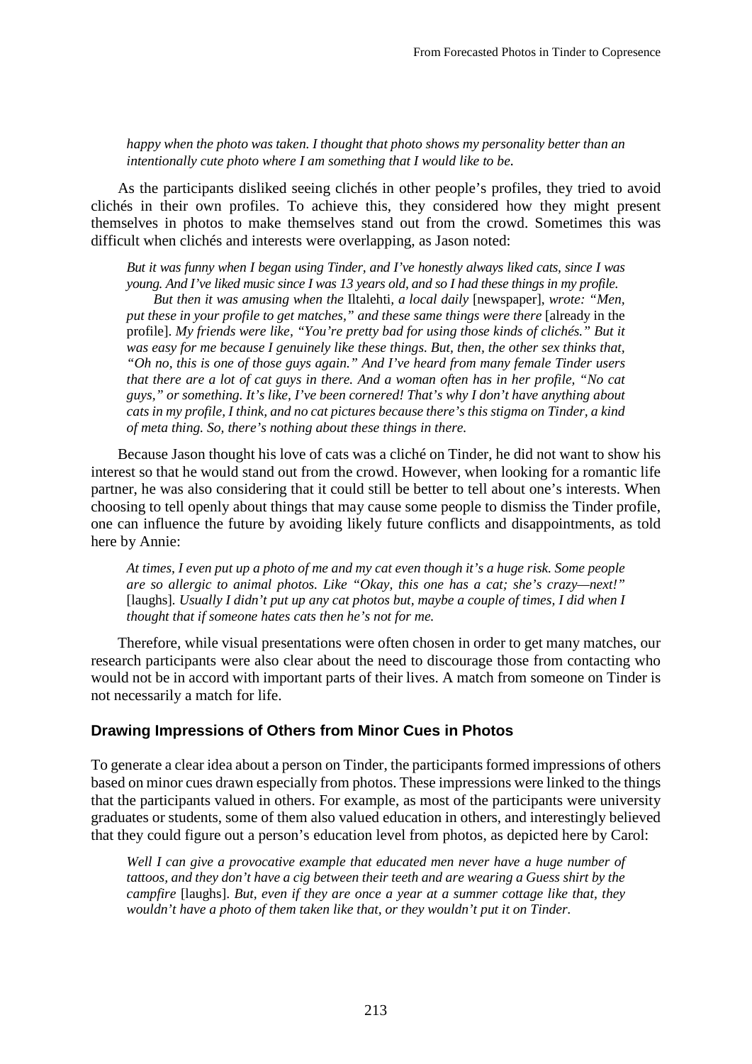*happy when the photo was taken. I thought that photo shows my personality better than an intentionally cute photo where I am something that I would like to be.*

As the participants disliked seeing clichés in other people's profiles, they tried to avoid clichés in their own profiles. To achieve this, they considered how they might present themselves in photos to make themselves stand out from the crowd. Sometimes this was difficult when clichés and interests were overlapping, as Jason noted:

> *But it was funny when I began using Tinder, and I've honestly always liked cats, since I was young. And I've liked music since I was 13 years old, and so I had these things in my profile.*
>
> *But then it was amusing when the* Iltalehti*, a local daily* [newspaper]*, wrote: "Men, put these in your profile to get matches," and these same things were there* [already in the profile]*. My friends were like, "You're pretty bad for using those kinds of clichés." But it was easy for me because I genuinely like these things. But, then, the other sex thinks that, "Oh no, this is one of those guys again." And I've heard from many female Tinder users that there are a lot of cat guys in there. And a woman often has in her profile, "No cat guys," or something. It's like, I've been cornered! That's why I don't have anything about cats in my profile, I think, and no cat pictures because there's this stigma on Tinder, a kind of meta thing. So, there's nothing about these things in there.*

Because Jason thought his love of cats was a cliché on Tinder, he did not want to show his interest so that he would stand out from the crowd. However, when looking for a romantic life partner, he was also considering that it could still be better to tell about one's interests. When choosing to tell openly about things that may cause some people to dismiss the Tinder profile, one can influence the future by avoiding likely future conflicts and disappointments, as told here by Annie:

> *At times, I even put up a photo of me and my cat even though it's a huge risk. Some people are so allergic to animal photos. Like "Okay, this one has a cat; she's crazy—next!"* [laughs]*. Usually I didn't put up any cat photos but, maybe a couple of times, I did when I thought that if someone hates cats then he's not for me.*

Therefore, while visual presentations were often chosen in order to get many matches, our research participants were also clear about the need to discourage those from contacting who would not be in accord with important parts of their lives. A match from someone on Tinder is not necessarily a match for life.

### Drawing Impressions of Others from Minor Cues in Photos

To generate a clear idea about a person on Tinder, the participants formed impressions of others based on minor cues drawn especially from photos. These impressions were linked to the things that the participants valued in others. For example, as most of the participants were university graduates or students, some of them also valued education in others, and interestingly believed that they could figure out a person's education level from photos, as depicted here by Carol:

> *Well I can give a provocative example that educated men never have a huge number of tattoos, and they don't have a cig between their teeth and are wearing a Guess shirt by the campfire* [laughs]*. But, even if they are once a year at a summer cottage like that, they wouldn't have a photo of them taken like that, or they wouldn't put it on Tinder.*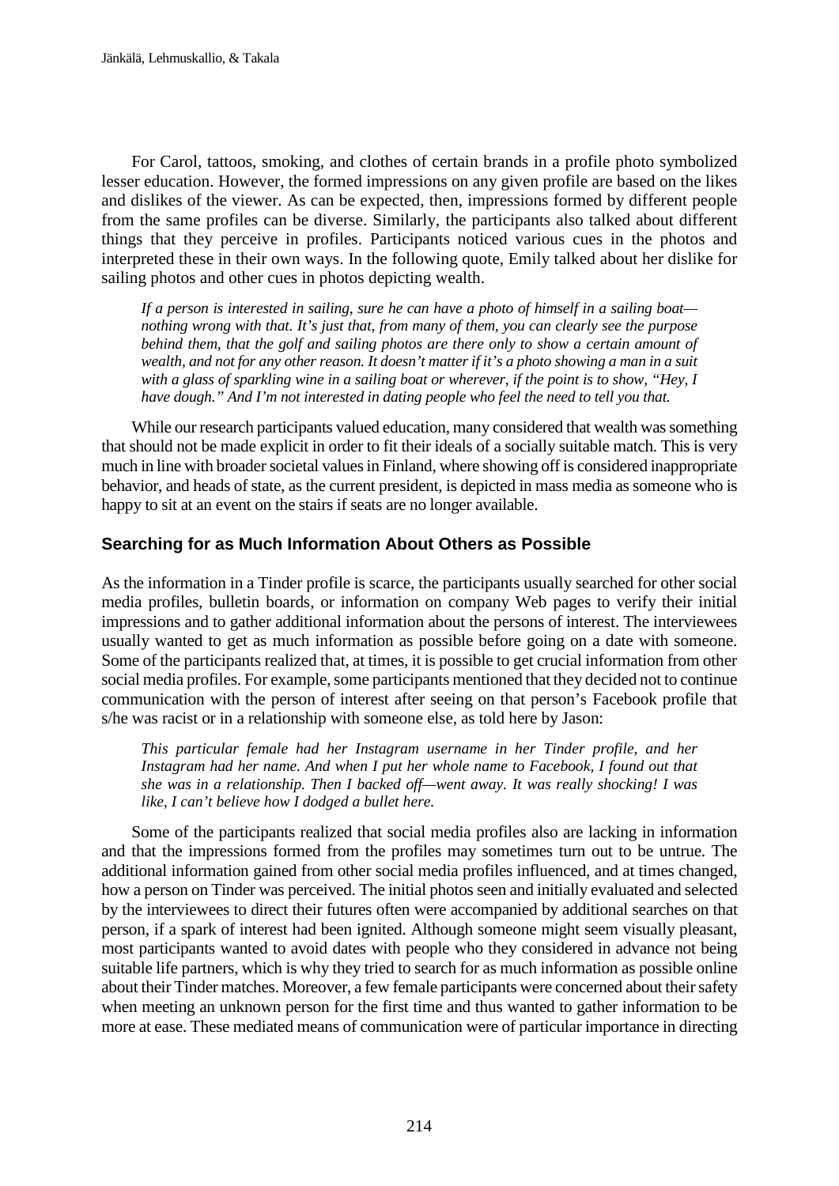For Carol, tattoos, smoking, and clothes of certain brands in a profile photo symbolized lesser education. However, the formed impressions on any given profile are based on the likes and dislikes of the viewer. As can be expected, then, impressions formed by different people from the same profiles can be diverse. Similarly, the participants also talked about different things that they perceive in profiles. Participants noticed various cues in the photos and interpreted these in their own ways. In the following quote, Emily talked about her dislike for sailing photos and other cues in photos depicting wealth.

> *If a person is interested in sailing, sure he can have a photo of himself in a sailing boat—nothing wrong with that. It's just that, from many of them, you can clearly see the purpose behind them, that the golf and sailing photos are there only to show a certain amount of wealth, and not for any other reason. It doesn't matter if it's a photo showing a man in a suit with a glass of sparkling wine in a sailing boat or wherever, if the point is to show, "Hey, I have dough." And I'm not interested in dating people who feel the need to tell you that.*

While our research participants valued education, many considered that wealth was something that should not be made explicit in order to fit their ideals of a socially suitable match. This is very much in line with broader societal values in Finland, where showing off is considered inappropriate behavior, and heads of state, as the current president, is depicted in mass media as someone who is happy to sit at an event on the stairs if seats are no longer available.

### Searching for as Much Information About Others as Possible

As the information in a Tinder profile is scarce, the participants usually searched for other social media profiles, bulletin boards, or information on company Web pages to verify their initial impressions and to gather additional information about the persons of interest. The interviewees usually wanted to get as much information as possible before going on a date with someone. Some of the participants realized that, at times, it is possible to get crucial information from other social media profiles. For example, some participants mentioned that they decided not to continue communication with the person of interest after seeing on that person's Facebook profile that s/he was racist or in a relationship with someone else, as told here by Jason:

> *This particular female had her Instagram username in her Tinder profile, and her Instagram had her name. And when I put her whole name to Facebook, I found out that she was in a relationship. Then I backed off—went away. It was really shocking! I was like, I can't believe how I dodged a bullet here.*

Some of the participants realized that social media profiles also are lacking in information and that the impressions formed from the profiles may sometimes turn out to be untrue. The additional information gained from other social media profiles influenced, and at times changed, how a person on Tinder was perceived. The initial photos seen and initially evaluated and selected by the interviewees to direct their futures often were accompanied by additional searches on that person, if a spark of interest had been ignited. Although someone might seem visually pleasant, most participants wanted to avoid dates with people who they considered in advance not being suitable life partners, which is why they tried to search for as much information as possible online about their Tinder matches. Moreover, a few female participants were concerned about their safety when meeting an unknown person for the first time and thus wanted to gather information to be more at ease. These mediated means of communication were of particular importance in directing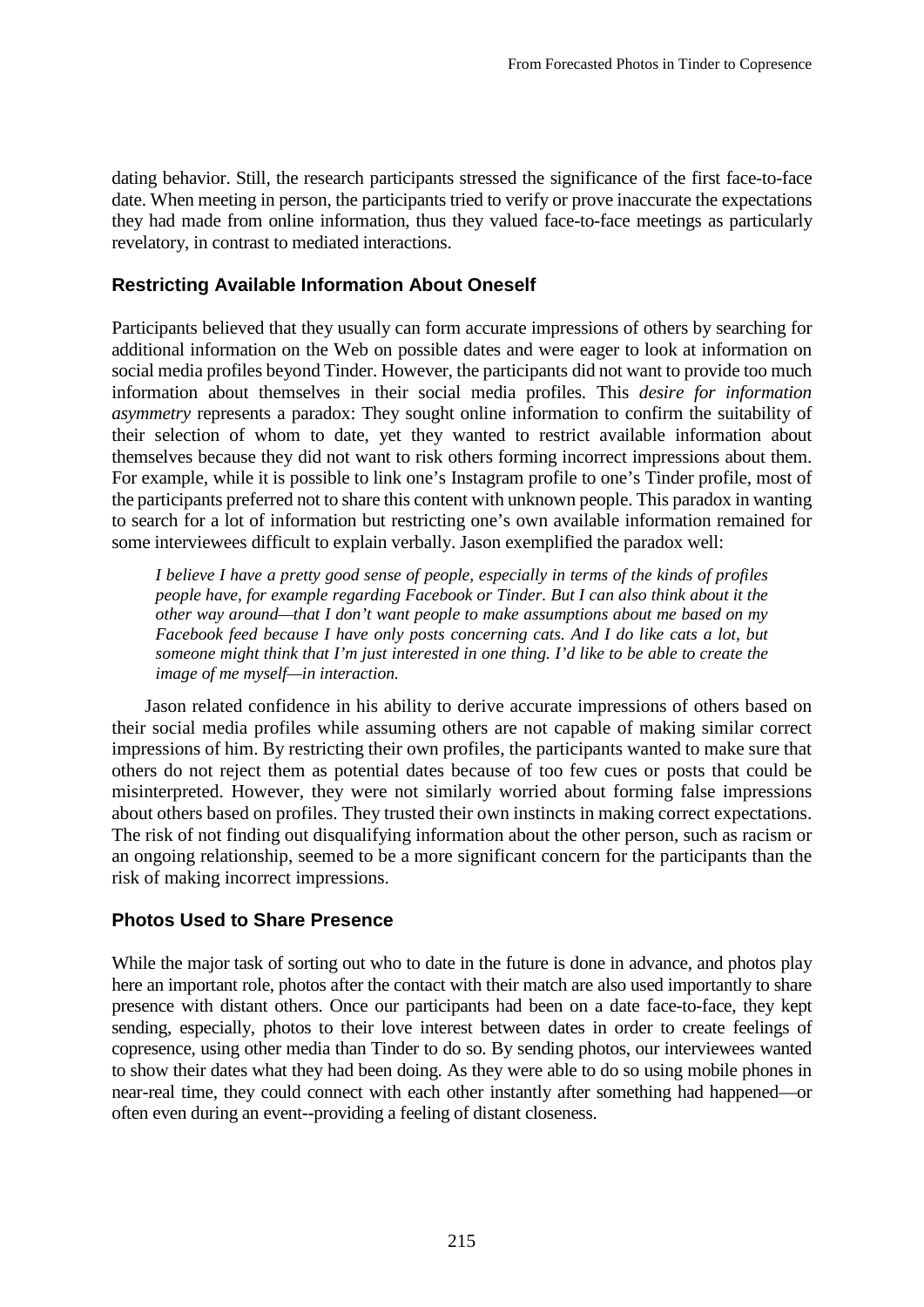dating behavior. Still, the research participants stressed the significance of the first face-to-face date. When meeting in person, the participants tried to verify or prove inaccurate the expectations they had made from online information, thus they valued face-to-face meetings as particularly revelatory, in contrast to mediated interactions.

### Restricting Available Information About Oneself

Participants believed that they usually can form accurate impressions of others by searching for additional information on the Web on possible dates and were eager to look at information on social media profiles beyond Tinder. However, the participants did not want to provide too much information about themselves in their social media profiles. This *desire for information asymmetry* represents a paradox: They sought online information to confirm the suitability of their selection of whom to date, yet they wanted to restrict available information about themselves because they did not want to risk others forming incorrect impressions about them. For example, while it is possible to link one's Instagram profile to one's Tinder profile, most of the participants preferred not to share this content with unknown people. This paradox in wanting to search for a lot of information but restricting one's own available information remained for some interviewees difficult to explain verbally. Jason exemplified the paradox well:

> *I believe I have a pretty good sense of people, especially in terms of the kinds of profiles people have, for example regarding Facebook or Tinder. But I can also think about it the other way around—that I don't want people to make assumptions about me based on my Facebook feed because I have only posts concerning cats. And I do like cats a lot, but someone might think that I'm just interested in one thing. I'd like to be able to create the image of me myself—in interaction.*

Jason related confidence in his ability to derive accurate impressions of others based on their social media profiles while assuming others are not capable of making similar correct impressions of him. By restricting their own profiles, the participants wanted to make sure that others do not reject them as potential dates because of too few cues or posts that could be misinterpreted. However, they were not similarly worried about forming false impressions about others based on profiles. They trusted their own instincts in making correct expectations. The risk of not finding out disqualifying information about the other person, such as racism or an ongoing relationship, seemed to be a more significant concern for the participants than the risk of making incorrect impressions.

### Photos Used to Share Presence

While the major task of sorting out who to date in the future is done in advance, and photos play here an important role, photos after the contact with their match are also used importantly to share presence with distant others. Once our participants had been on a date face-to-face, they kept sending, especially, photos to their love interest between dates in order to create feelings of copresence, using other media than Tinder to do so. By sending photos, our interviewees wanted to show their dates what they had been doing. As they were able to do so using mobile phones in near-real time, they could connect with each other instantly after something had happened—or often even during an event--providing a feeling of distant closeness.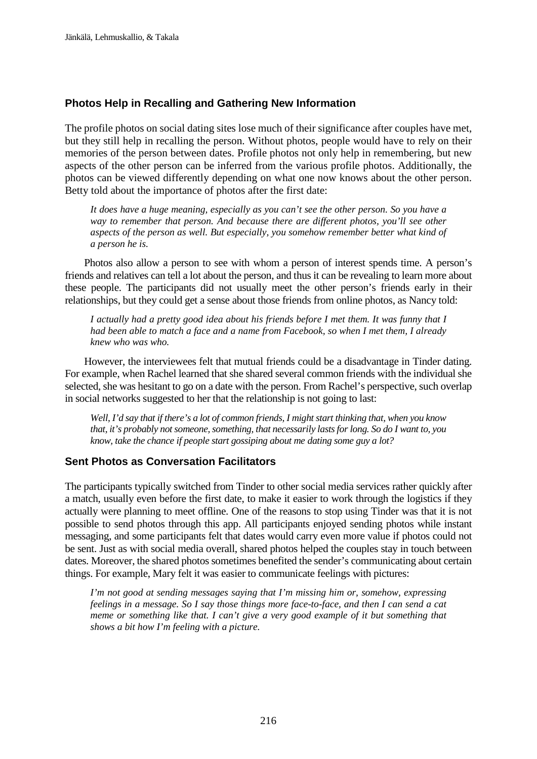## Photos Help in Recalling and Gathering New Information

The profile photos on social dating sites lose much of their significance after couples have met, but they still help in recalling the person. Without photos, people would have to rely on their memories of the person between dates. Profile photos not only help in remembering, but new aspects of the other person can be inferred from the various profile photos. Additionally, the photos can be viewed differently depending on what one now knows about the other person. Betty told about the importance of photos after the first date:

> *It does have a huge meaning, especially as you can't see the other person. So you have a way to remember that person. And because there are different photos, you'll see other aspects of the person as well. But especially, you somehow remember better what kind of a person he is.*

Photos also allow a person to see with whom a person of interest spends time. A person's friends and relatives can tell a lot about the person, and thus it can be revealing to learn more about these people. The participants did not usually meet the other person's friends early in their relationships, but they could get a sense about those friends from online photos, as Nancy told:

> *I actually had a pretty good idea about his friends before I met them. It was funny that I had been able to match a face and a name from Facebook, so when I met them, I already knew who was who.*

However, the interviewees felt that mutual friends could be a disadvantage in Tinder dating. For example, when Rachel learned that she shared several common friends with the individual she selected, she was hesitant to go on a date with the person. From Rachel's perspective, such overlap in social networks suggested to her that the relationship is not going to last:

> *Well, I'd say that if there's a lot of common friends, I might start thinking that, when you know that, it's probably not someone, something, that necessarily lasts for long. So do I want to, you know, take the chance if people start gossiping about me dating some guy a lot?*

## Sent Photos as Conversation Facilitators

The participants typically switched from Tinder to other social media services rather quickly after a match, usually even before the first date, to make it easier to work through the logistics if they actually were planning to meet offline. One of the reasons to stop using Tinder was that it is not possible to send photos through this app. All participants enjoyed sending photos while instant messaging, and some participants felt that dates would carry even more value if photos could not be sent. Just as with social media overall, shared photos helped the couples stay in touch between dates. Moreover, the shared photos sometimes benefited the sender's communicating about certain things. For example, Mary felt it was easier to communicate feelings with pictures:

> *I'm not good at sending messages saying that I'm missing him or, somehow, expressing feelings in a message. So I say those things more face-to-face, and then I can send a cat meme or something like that. I can't give a very good example of it but something that shows a bit how I'm feeling with a picture.*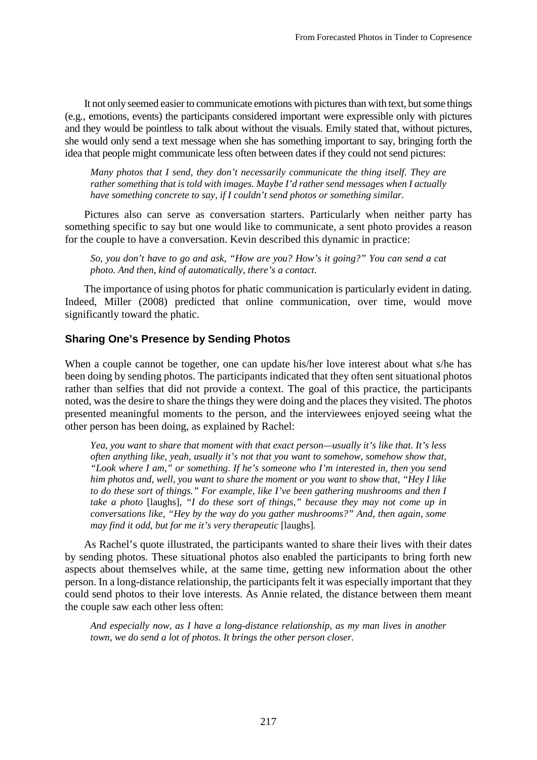It not only seemed easier to communicate emotions with pictures than with text, but some things (e.g., emotions, events) the participants considered important were expressible only with pictures and they would be pointless to talk about without the visuals. Emily stated that, without pictures, she would only send a text message when she has something important to say, bringing forth the idea that people might communicate less often between dates if they could not send pictures:

> *Many photos that I send, they don't necessarily communicate the thing itself. They are rather something that is told with images. Maybe I'd rather send messages when I actually have something concrete to say, if I couldn't send photos or something similar.*

Pictures also can serve as conversation starters. Particularly when neither party has something specific to say but one would like to communicate, a sent photo provides a reason for the couple to have a conversation. Kevin described this dynamic in practice:

> *So, you don't have to go and ask, "How are you? How's it going?" You can send a cat photo. And then, kind of automatically, there's a contact.*

The importance of using photos for phatic communication is particularly evident in dating. Indeed, Miller (2008) predicted that online communication, over time, would move significantly toward the phatic.

### Sharing One's Presence by Sending Photos

When a couple cannot be together, one can update his/her love interest about what s/he has been doing by sending photos. The participants indicated that they often sent situational photos rather than selfies that did not provide a context. The goal of this practice, the participants noted, was the desire to share the things they were doing and the places they visited. The photos presented meaningful moments to the person, and the interviewees enjoyed seeing what the other person has been doing, as explained by Rachel:

> *Yea, you want to share that moment with that exact person—usually it's like that. It's less often anything like, yeah, usually it's not that you want to somehow, somehow show that, "Look where I am," or something. If he's someone who I'm interested in, then you send him photos and, well, you want to share the moment or you want to show that, "Hey I like to do these sort of things." For example, like I've been gathering mushrooms and then I take a photo* [laughs]*, "I do these sort of things," because they may not come up in conversations like, "Hey by the way do you gather mushrooms?" And, then again, some may find it odd, but for me it's very therapeutic* [laughs].

As Rachel's quote illustrated, the participants wanted to share their lives with their dates by sending photos. These situational photos also enabled the participants to bring forth new aspects about themselves while, at the same time, getting new information about the other person. In a long-distance relationship, the participants felt it was especially important that they could send photos to their love interests. As Annie related, the distance between them meant the couple saw each other less often:

> *And especially now, as I have a long-distance relationship, as my man lives in another town, we do send a lot of photos. It brings the other person closer.*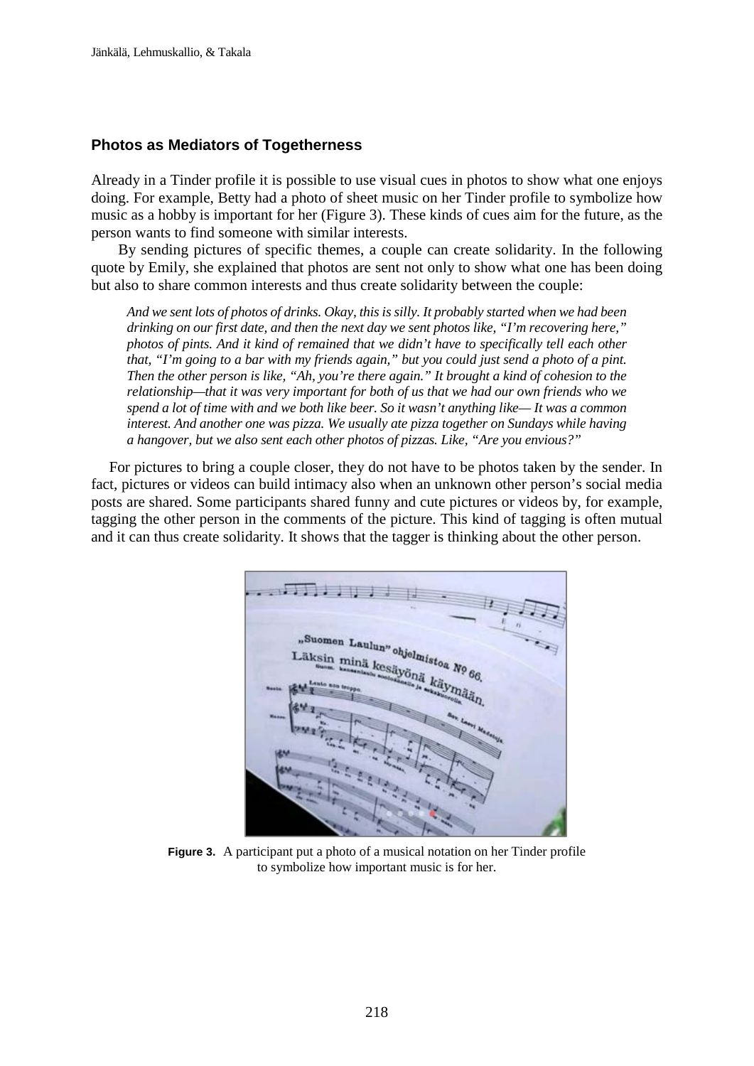### Photos as Mediators of Togetherness

Already in a Tinder profile it is possible to use visual cues in photos to show what one enjoys doing. For example, Betty had a photo of sheet music on her Tinder profile to symbolize how music as a hobby is important for her (Figure 3). These kinds of cues aim for the future, as the person wants to find someone with similar interests.

By sending pictures of specific themes, a couple can create solidarity. In the following quote by Emily, she explained that photos are sent not only to show what one has been doing but also to share common interests and thus create solidarity between the couple:

> *And we sent lots of photos of drinks. Okay, this is silly. It probably started when we had been drinking on our first date, and then the next day we sent photos like, "I'm recovering here," photos of pints. And it kind of remained that we didn't have to specifically tell each other that, "I'm going to a bar with my friends again," but you could just send a photo of a pint. Then the other person is like, "Ah, you're there again." It brought a kind of cohesion to the relationship—that it was very important for both of us that we had our own friends who we spend a lot of time with and we both like beer. So it wasn't anything like— It was a common interest. And another one was pizza. We usually ate pizza together on Sundays while having a hangover, but we also sent each other photos of pizzas. Like, "Are you envious?"*

For pictures to bring a couple closer, they do not have to be photos taken by the sender. In fact, pictures or videos can build intimacy also when an unknown other person's social media posts are shared. Some participants shared funny and cute pictures or videos by, for example, tagging the other person in the comments of the picture. This kind of tagging is often mutual and it can thus create solidarity. It shows that the tagger is thinking about the other person.

**Figure 3.** A participant put a photo of a musical notation on her Tinder profile to symbolize how important music is for her.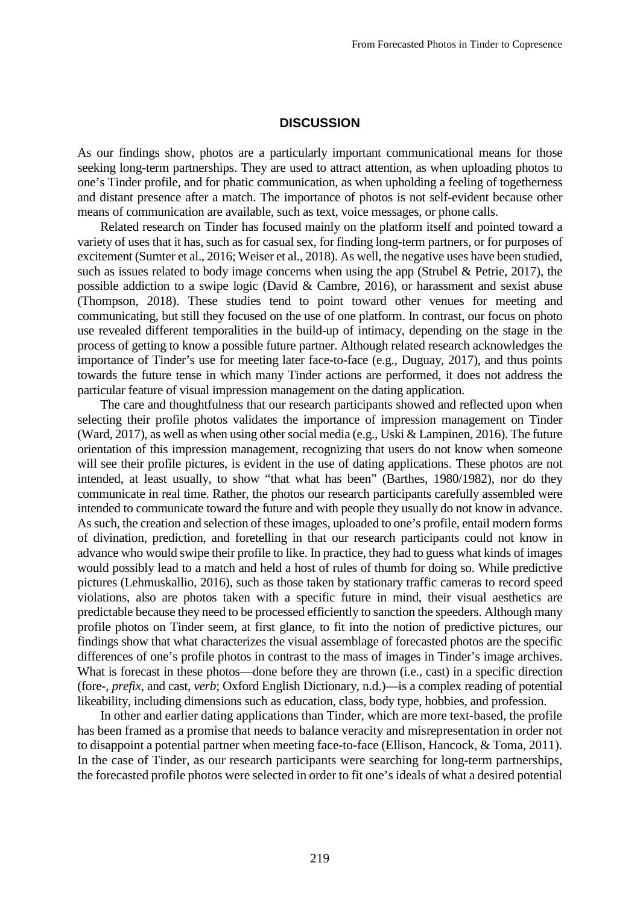## DISCUSSION

As our findings show, photos are a particularly important communicational means for those seeking long-term partnerships. They are used to attract attention, as when uploading photos to one's Tinder profile, and for phatic communication, as when upholding a feeling of togetherness and distant presence after a match. The importance of photos is not self-evident because other means of communication are available, such as text, voice messages, or phone calls.

Related research on Tinder has focused mainly on the platform itself and pointed toward a variety of uses that it has, such as for casual sex, for finding long-term partners, or for purposes of excitement (Sumter et al., 2016; Weiser et al., 2018). As well, the negative uses have been studied, such as issues related to body image concerns when using the app (Strubel & Petrie, 2017), the possible addiction to a swipe logic (David & Cambre, 2016), or harassment and sexist abuse (Thompson, 2018). These studies tend to point toward other venues for meeting and communicating, but still they focused on the use of one platform. In contrast, our focus on photo use revealed different temporalities in the build-up of intimacy, depending on the stage in the process of getting to know a possible future partner. Although related research acknowledges the importance of Tinder's use for meeting later face-to-face (e.g., Duguay, 2017), and thus points towards the future tense in which many Tinder actions are performed, it does not address the particular feature of visual impression management on the dating application.

The care and thoughtfulness that our research participants showed and reflected upon when selecting their profile photos validates the importance of impression management on Tinder (Ward, 2017), as well as when using other social media (e.g., Uski & Lampinen, 2016). The future orientation of this impression management, recognizing that users do not know when someone will see their profile pictures, is evident in the use of dating applications. These photos are not intended, at least usually, to show "that what has been" (Barthes, 1980/1982), nor do they communicate in real time. Rather, the photos our research participants carefully assembled were intended to communicate toward the future and with people they usually do not know in advance. As such, the creation and selection of these images, uploaded to one's profile, entail modern forms of divination, prediction, and foretelling in that our research participants could not know in advance who would swipe their profile to like. In practice, they had to guess what kinds of images would possibly lead to a match and held a host of rules of thumb for doing so. While predictive pictures (Lehmuskallio, 2016), such as those taken by stationary traffic cameras to record speed violations, also are photos taken with a specific future in mind, their visual aesthetics are predictable because they need to be processed efficiently to sanction the speeders. Although many profile photos on Tinder seem, at first glance, to fit into the notion of predictive pictures, our findings show that what characterizes the visual assemblage of forecasted photos are the specific differences of one's profile photos in contrast to the mass of images in Tinder's image archives. What is forecast in these photos—done before they are thrown (i.e., cast) in a specific direction (fore-, *prefix*, and cast, *verb*; Oxford English Dictionary, n.d.)—is a complex reading of potential likeability, including dimensions such as education, class, body type, hobbies, and profession.

In other and earlier dating applications than Tinder, which are more text-based, the profile has been framed as a promise that needs to balance veracity and misrepresentation in order not to disappoint a potential partner when meeting face-to-face (Ellison, Hancock, & Toma, 2011). In the case of Tinder, as our research participants were searching for long-term partnerships, the forecasted profile photos were selected in order to fit one's ideals of what a desired potential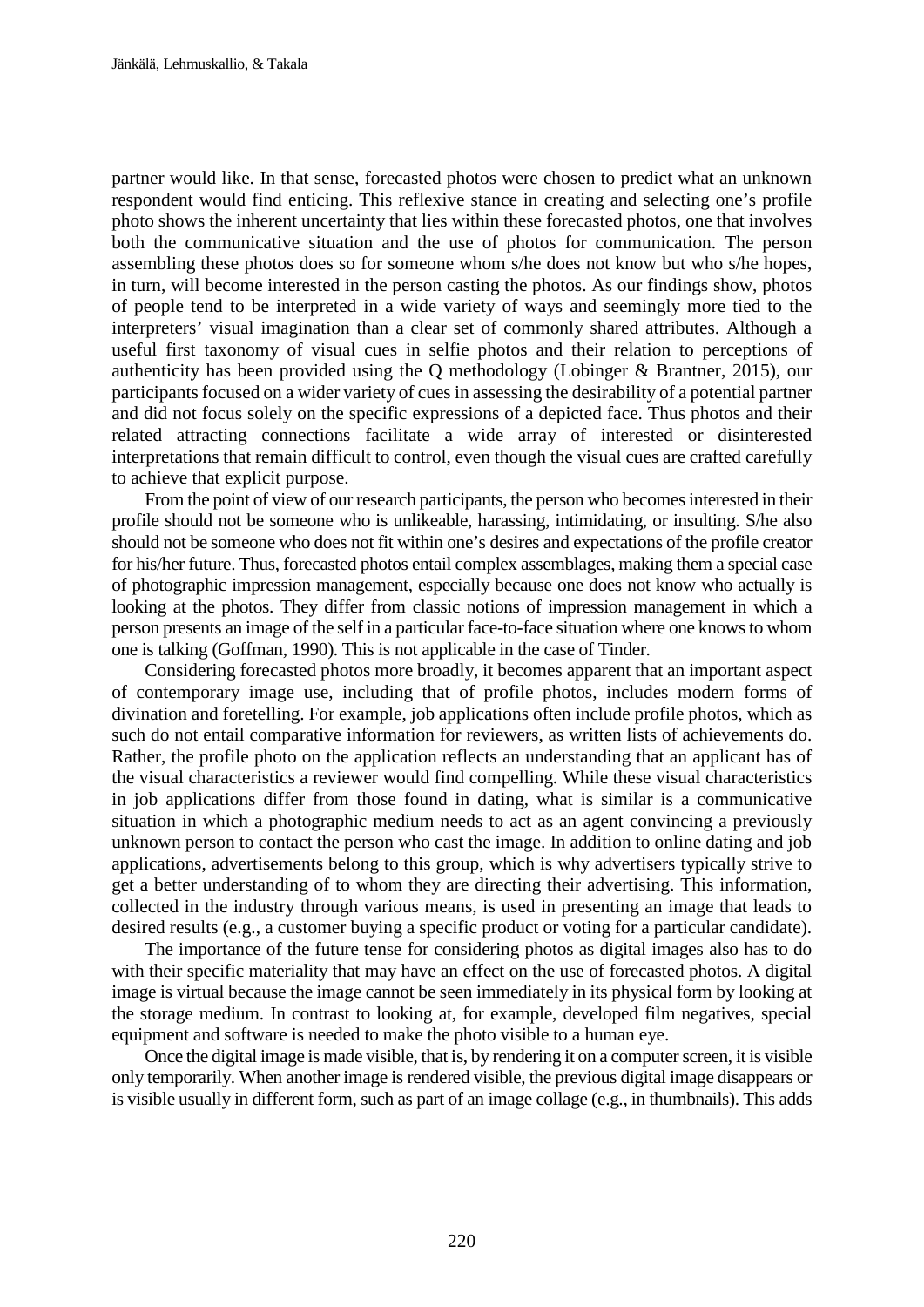partner would like. In that sense, forecasted photos were chosen to predict what an unknown respondent would find enticing. This reflexive stance in creating and selecting one's profile photo shows the inherent uncertainty that lies within these forecasted photos, one that involves both the communicative situation and the use of photos for communication. The person assembling these photos does so for someone whom s/he does not know but who s/he hopes, in turn, will become interested in the person casting the photos. As our findings show, photos of people tend to be interpreted in a wide variety of ways and seemingly more tied to the interpreters' visual imagination than a clear set of commonly shared attributes. Although a useful first taxonomy of visual cues in selfie photos and their relation to perceptions of authenticity has been provided using the Q methodology (Lobinger & Brantner, 2015), our participants focused on a wider variety of cues in assessing the desirability of a potential partner and did not focus solely on the specific expressions of a depicted face. Thus photos and their related attracting connections facilitate a wide array of interested or disinterested interpretations that remain difficult to control, even though the visual cues are crafted carefully to achieve that explicit purpose.

From the point of view of our research participants, the person who becomes interested in their profile should not be someone who is unlikeable, harassing, intimidating, or insulting. S/he also should not be someone who does not fit within one's desires and expectations of the profile creator for his/her future. Thus, forecasted photos entail complex assemblages, making them a special case of photographic impression management, especially because one does not know who actually is looking at the photos. They differ from classic notions of impression management in which a person presents an image of the self in a particular face-to-face situation where one knows to whom one is talking (Goffman, 1990). This is not applicable in the case of Tinder.

Considering forecasted photos more broadly, it becomes apparent that an important aspect of contemporary image use, including that of profile photos, includes modern forms of divination and foretelling. For example, job applications often include profile photos, which as such do not entail comparative information for reviewers, as written lists of achievements do. Rather, the profile photo on the application reflects an understanding that an applicant has of the visual characteristics a reviewer would find compelling. While these visual characteristics in job applications differ from those found in dating, what is similar is a communicative situation in which a photographic medium needs to act as an agent convincing a previously unknown person to contact the person who cast the image. In addition to online dating and job applications, advertisements belong to this group, which is why advertisers typically strive to get a better understanding of to whom they are directing their advertising. This information, collected in the industry through various means, is used in presenting an image that leads to desired results (e.g., a customer buying a specific product or voting for a particular candidate).

The importance of the future tense for considering photos as digital images also has to do with their specific materiality that may have an effect on the use of forecasted photos. A digital image is virtual because the image cannot be seen immediately in its physical form by looking at the storage medium. In contrast to looking at, for example, developed film negatives, special equipment and software is needed to make the photo visible to a human eye.

Once the digital image is made visible, that is, by rendering it on a computer screen, it is visible only temporarily. When another image is rendered visible, the previous digital image disappears or is visible usually in different form, such as part of an image collage (e.g., in thumbnails). This adds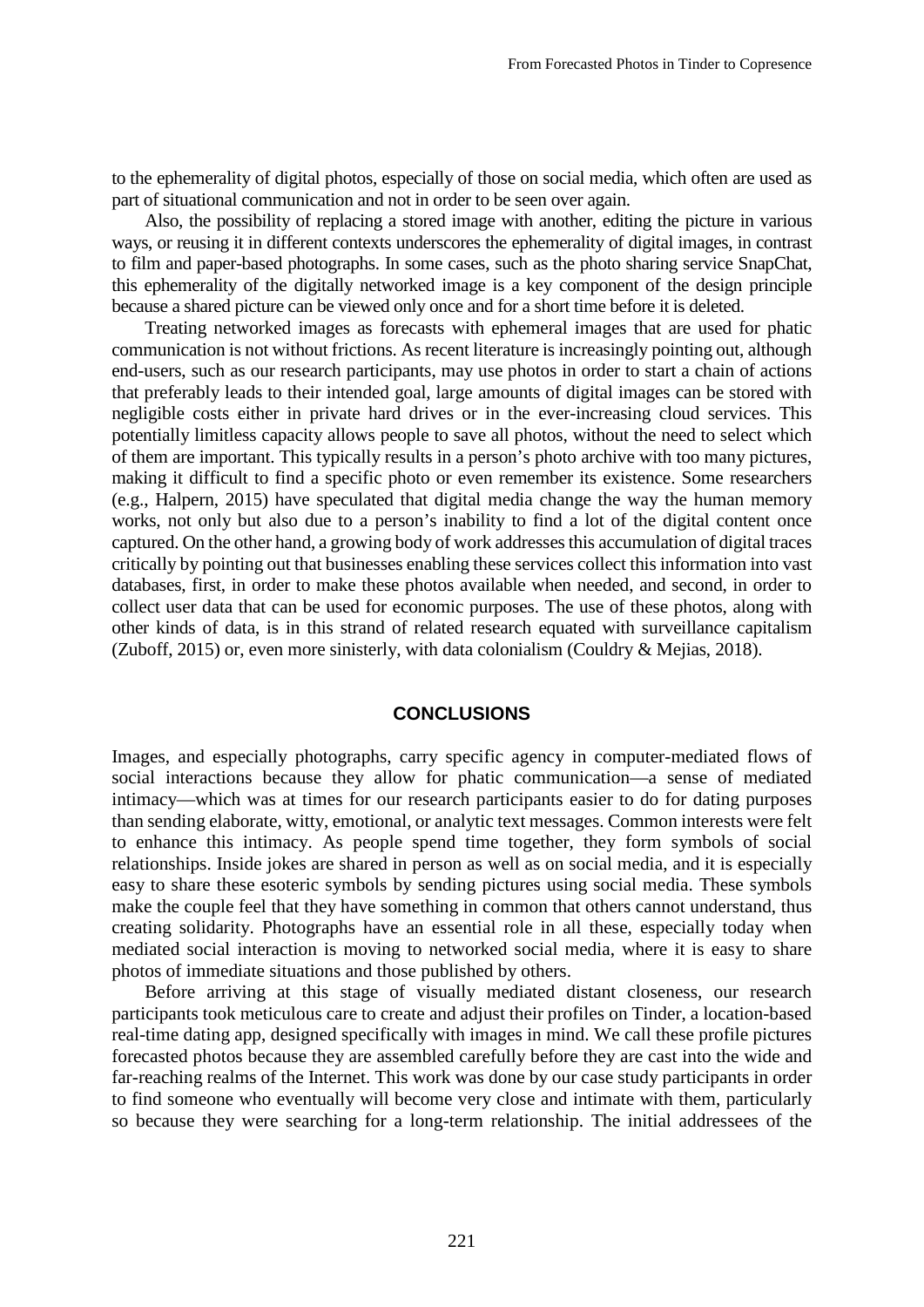to the ephemerality of digital photos, especially of those on social media, which often are used as part of situational communication and not in order to be seen over again.

Also, the possibility of replacing a stored image with another, editing the picture in various ways, or reusing it in different contexts underscores the ephemerality of digital images, in contrast to film and paper-based photographs. In some cases, such as the photo sharing service SnapChat, this ephemerality of the digitally networked image is a key component of the design principle because a shared picture can be viewed only once and for a short time before it is deleted.

Treating networked images as forecasts with ephemeral images that are used for phatic communication is not without frictions. As recent literature is increasingly pointing out, although end-users, such as our research participants, may use photos in order to start a chain of actions that preferably leads to their intended goal, large amounts of digital images can be stored with negligible costs either in private hard drives or in the ever-increasing cloud services. This potentially limitless capacity allows people to save all photos, without the need to select which of them are important. This typically results in a person's photo archive with too many pictures, making it difficult to find a specific photo or even remember its existence. Some researchers (e.g., Halpern, 2015) have speculated that digital media change the way the human memory works, not only but also due to a person's inability to find a lot of the digital content once captured. On the other hand, a growing body of work addresses this accumulation of digital traces critically by pointing out that businesses enabling these services collect this information into vast databases, first, in order to make these photos available when needed, and second, in order to collect user data that can be used for economic purposes. The use of these photos, along with other kinds of data, is in this strand of related research equated with surveillance capitalism (Zuboff, 2015) or, even more sinisterly, with data colonialism (Couldry & Mejias, 2018).

## CONCLUSIONS

Images, and especially photographs, carry specific agency in computer-mediated flows of social interactions because they allow for phatic communication—a sense of mediated intimacy—which was at times for our research participants easier to do for dating purposes than sending elaborate, witty, emotional, or analytic text messages. Common interests were felt to enhance this intimacy. As people spend time together, they form symbols of social relationships. Inside jokes are shared in person as well as on social media, and it is especially easy to share these esoteric symbols by sending pictures using social media. These symbols make the couple feel that they have something in common that others cannot understand, thus creating solidarity. Photographs have an essential role in all these, especially today when mediated social interaction is moving to networked social media, where it is easy to share photos of immediate situations and those published by others.

Before arriving at this stage of visually mediated distant closeness, our research participants took meticulous care to create and adjust their profiles on Tinder, a location-based real-time dating app, designed specifically with images in mind. We call these profile pictures forecasted photos because they are assembled carefully before they are cast into the wide and far-reaching realms of the Internet. This work was done by our case study participants in order to find someone who eventually will become very close and intimate with them, particularly so because they were searching for a long-term relationship. The initial addressees of the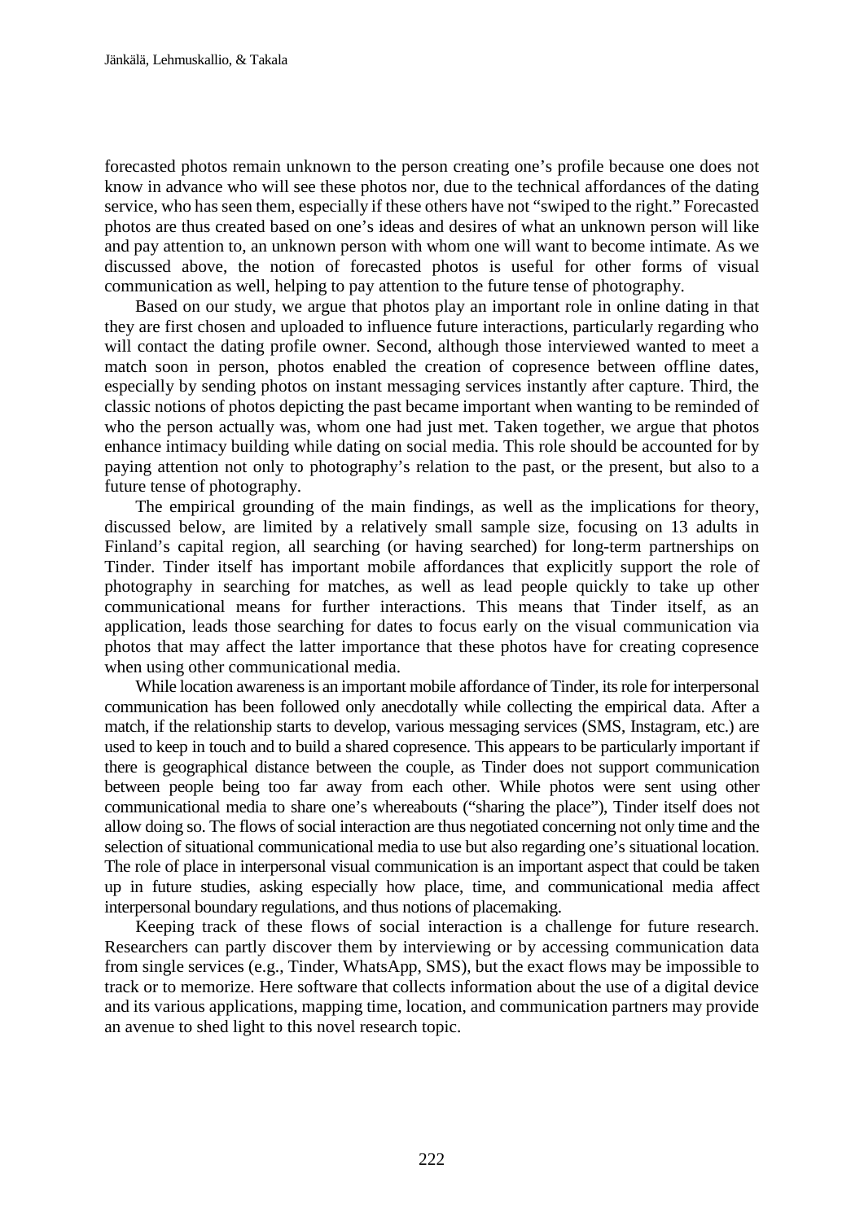forecasted photos remain unknown to the person creating one's profile because one does not know in advance who will see these photos nor, due to the technical affordances of the dating service, who has seen them, especially if these others have not "swiped to the right." Forecasted photos are thus created based on one's ideas and desires of what an unknown person will like and pay attention to, an unknown person with whom one will want to become intimate. As we discussed above, the notion of forecasted photos is useful for other forms of visual communication as well, helping to pay attention to the future tense of photography.

Based on our study, we argue that photos play an important role in online dating in that they are first chosen and uploaded to influence future interactions, particularly regarding who will contact the dating profile owner. Second, although those interviewed wanted to meet a match soon in person, photos enabled the creation of copresence between offline dates, especially by sending photos on instant messaging services instantly after capture. Third, the classic notions of photos depicting the past became important when wanting to be reminded of who the person actually was, whom one had just met. Taken together, we argue that photos enhance intimacy building while dating on social media. This role should be accounted for by paying attention not only to photography's relation to the past, or the present, but also to a future tense of photography.

The empirical grounding of the main findings, as well as the implications for theory, discussed below, are limited by a relatively small sample size, focusing on 13 adults in Finland's capital region, all searching (or having searched) for long-term partnerships on Tinder. Tinder itself has important mobile affordances that explicitly support the role of photography in searching for matches, as well as lead people quickly to take up other communicational means for further interactions. This means that Tinder itself, as an application, leads those searching for dates to focus early on the visual communication via photos that may affect the latter importance that these photos have for creating copresence when using other communicational media.

While location awareness is an important mobile affordance of Tinder, its role for interpersonal communication has been followed only anecdotally while collecting the empirical data. After a match, if the relationship starts to develop, various messaging services (SMS, Instagram, etc.) are used to keep in touch and to build a shared copresence. This appears to be particularly important if there is geographical distance between the couple, as Tinder does not support communication between people being too far away from each other. While photos were sent using other communicational media to share one's whereabouts ("sharing the place"), Tinder itself does not allow doing so. The flows of social interaction are thus negotiated concerning not only time and the selection of situational communicational media to use but also regarding one's situational location. The role of place in interpersonal visual communication is an important aspect that could be taken up in future studies, asking especially how place, time, and communicational media affect interpersonal boundary regulations, and thus notions of placemaking.

Keeping track of these flows of social interaction is a challenge for future research. Researchers can partly discover them by interviewing or by accessing communication data from single services (e.g., Tinder, WhatsApp, SMS), but the exact flows may be impossible to track or to memorize. Here software that collects information about the use of a digital device and its various applications, mapping time, location, and communication partners may provide an avenue to shed light to this novel research topic.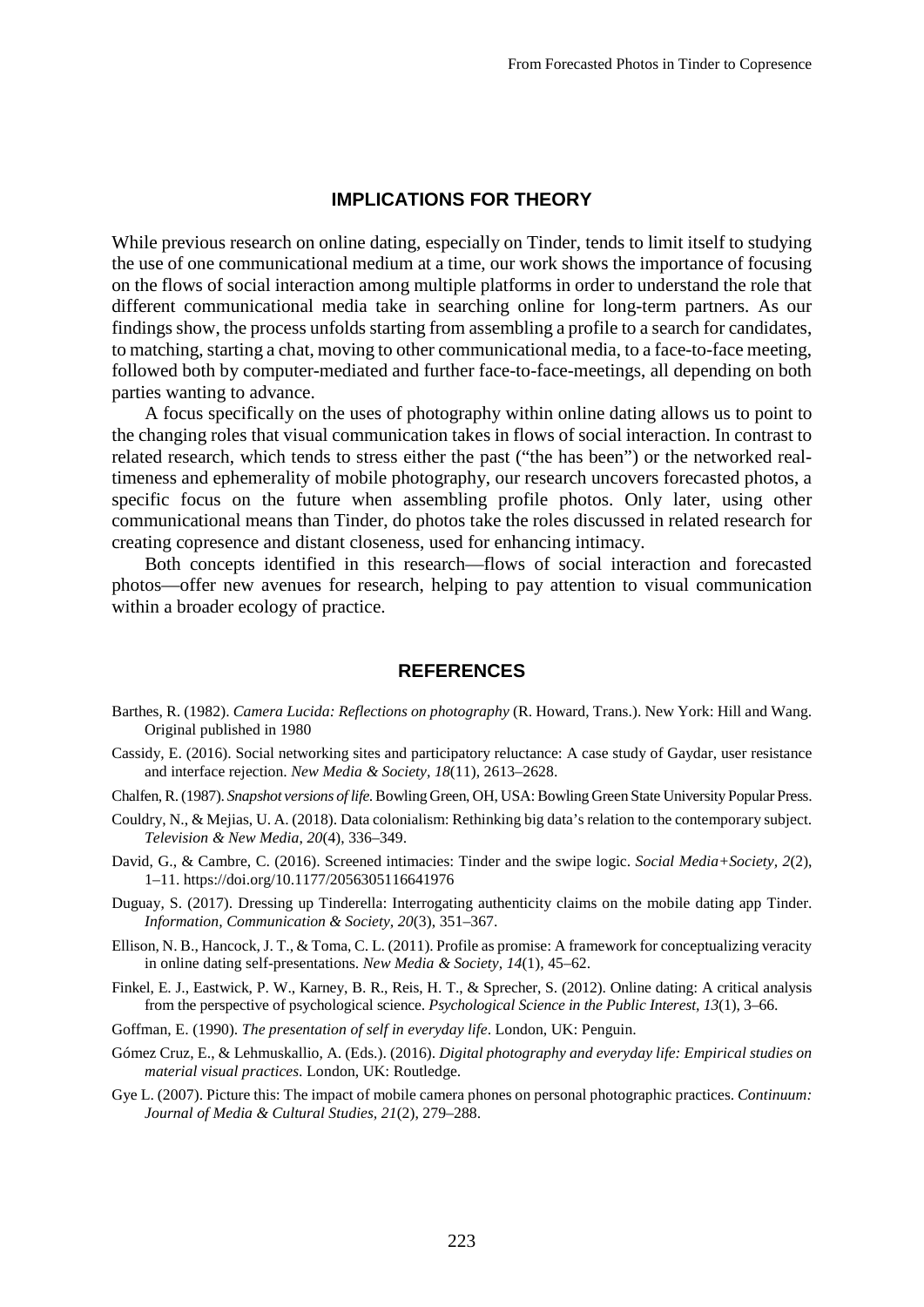## IMPLICATIONS FOR THEORY

While previous research on online dating, especially on Tinder, tends to limit itself to studying the use of one communicational medium at a time, our work shows the importance of focusing on the flows of social interaction among multiple platforms in order to understand the role that different communicational media take in searching online for long-term partners. As our findings show, the process unfolds starting from assembling a profile to a search for candidates, to matching, starting a chat, moving to other communicational media, to a face-to-face meeting, followed both by computer-mediated and further face-to-face-meetings, all depending on both parties wanting to advance.

A focus specifically on the uses of photography within online dating allows us to point to the changing roles that visual communication takes in flows of social interaction. In contrast to related research, which tends to stress either the past ("the has been") or the networked real-timeness and ephemerality of mobile photography, our research uncovers forecasted photos, a specific focus on the future when assembling profile photos. Only later, using other communicational means than Tinder, do photos take the roles discussed in related research for creating copresence and distant closeness, used for enhancing intimacy.

Both concepts identified in this research—flows of social interaction and forecasted photos—offer new avenues for research, helping to pay attention to visual communication within a broader ecology of practice.

## REFERENCES

Barthes, R. (1982). *Camera Lucida: Reflections on photography* (R. Howard, Trans.). New York: Hill and Wang. Original published in 1980

Cassidy, E. (2016). Social networking sites and participatory reluctance: A case study of Gaydar, user resistance and interface rejection. *New Media & Society, 18*(11), 2613–2628.

Chalfen, R. (1987). *Snapshot versions of life.* Bowling Green, OH, USA: Bowling Green State University Popular Press.

Couldry, N., & Mejias, U. A. (2018). Data colonialism: Rethinking big data's relation to the contemporary subject. *Television & New Media, 20*(4), 336–349.

David, G., & Cambre, C. (2016). Screened intimacies: Tinder and the swipe logic. *Social Media+Society, 2*(2), 1–11. https://doi.org/10.1177/2056305116641976

Duguay, S. (2017). Dressing up Tinderella: Interrogating authenticity claims on the mobile dating app Tinder. *Information, Communication & Society, 20*(3), 351–367.

Ellison, N. B., Hancock, J. T., & Toma, C. L. (2011). Profile as promise: A framework for conceptualizing veracity in online dating self-presentations. *New Media & Society, 14*(1), 45–62.

Finkel, E. J., Eastwick, P. W., Karney, B. R., Reis, H. T., & Sprecher, S. (2012). Online dating: A critical analysis from the perspective of psychological science. *Psychological Science in the Public Interest, 13*(1), 3–66.

Goffman, E. (1990). *The presentation of self in everyday life*. London, UK: Penguin.

Gómez Cruz, E., & Lehmuskallio, A. (Eds.). (2016). *Digital photography and everyday life: Empirical studies on material visual practices*. London, UK: Routledge.

Gye L. (2007). Picture this: The impact of mobile camera phones on personal photographic practices. *Continuum: Journal of Media & Cultural Studies, 21*(2), 279–288.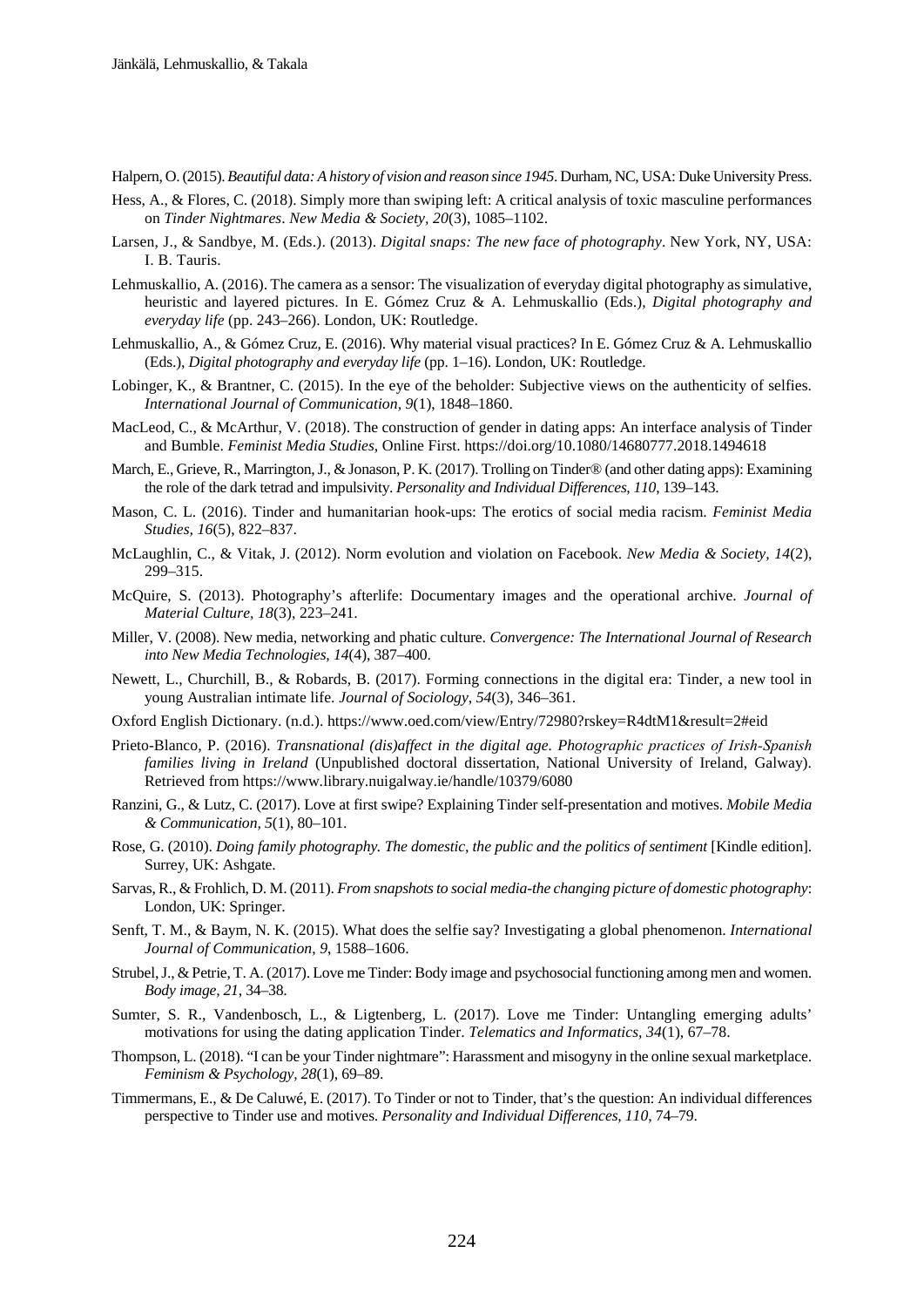Halpern, O. (2015). *Beautiful data: A history of vision and reason since 1945*. Durham, NC, USA: Duke University Press.

Hess, A., & Flores, C. (2018). Simply more than swiping left: A critical analysis of toxic masculine performances on *Tinder Nightmares*. *New Media & Society, 20*(3), 1085–1102.

Larsen, J., & Sandbye, M. (Eds.). (2013). *Digital snaps: The new face of photography*. New York, NY, USA: I. B. Tauris.

Lehmuskallio, A. (2016). The camera as a sensor: The visualization of everyday digital photography as simulative, heuristic and layered pictures. In E. Gómez Cruz & A. Lehmuskallio (Eds.), *Digital photography and everyday life* (pp. 243–266). London, UK: Routledge.

Lehmuskallio, A., & Gómez Cruz, E. (2016). Why material visual practices? In E. Gómez Cruz & A. Lehmuskallio (Eds.), *Digital photography and everyday life* (pp. 1–16). London, UK: Routledge.

Lobinger, K., & Brantner, C. (2015). In the eye of the beholder: Subjective views on the authenticity of selfies. *International Journal of Communication, 9*(1), 1848–1860.

MacLeod, C., & McArthur, V. (2018). The construction of gender in dating apps: An interface analysis of Tinder and Bumble. *Feminist Media Studies*, Online First. https://doi.org/10.1080/14680777.2018.1494618

March, E., Grieve, R., Marrington, J., & Jonason, P. K. (2017). Trolling on Tinder® (and other dating apps): Examining the role of the dark tetrad and impulsivity. *Personality and Individual Differences, 110*, 139–143.

Mason, C. L. (2016). Tinder and humanitarian hook-ups: The erotics of social media racism. *Feminist Media Studies, 16*(5), 822–837.

McLaughlin, C., & Vitak, J. (2012). Norm evolution and violation on Facebook. *New Media & Society, 14*(2), 299–315.

McQuire, S. (2013). Photography's afterlife: Documentary images and the operational archive. *Journal of Material Culture, 18*(3), 223–241.

Miller, V. (2008). New media, networking and phatic culture. *Convergence: The International Journal of Research into New Media Technologies, 14*(4), 387–400.

Newett, L., Churchill, B., & Robards, B. (2017). Forming connections in the digital era: Tinder, a new tool in young Australian intimate life. *Journal of Sociology, 54*(3), 346–361.

Oxford English Dictionary. (n.d.). https://www.oed.com/view/Entry/72980?rskey=R4dtM1&result=2#eid

Prieto-Blanco, P. (2016). *Transnational (dis)affect in the digital age. Photographic practices of Irish-Spanish families living in Ireland* (Unpublished doctoral dissertation, National University of Ireland, Galway). Retrieved from https://www.library.nuigalway.ie/handle/10379/6080

Ranzini, G., & Lutz, C. (2017). Love at first swipe? Explaining Tinder self-presentation and motives. *Mobile Media & Communication, 5*(1), 80–101.

Rose, G. (2010). *Doing family photography. The domestic, the public and the politics of sentiment* [Kindle edition]. Surrey, UK: Ashgate.

Sarvas, R., & Frohlich, D. M. (2011). *From snapshots to social media-the changing picture of domestic photography*: London, UK: Springer.

Senft, T. M., & Baym, N. K. (2015). What does the selfie say? Investigating a global phenomenon. *International Journal of Communication, 9*, 1588–1606.

Strubel, J., & Petrie, T. A. (2017). Love me Tinder: Body image and psychosocial functioning among men and women. *Body image, 21*, 34–38.

Sumter, S. R., Vandenbosch, L., & Ligtenberg, L. (2017). Love me Tinder: Untangling emerging adults' motivations for using the dating application Tinder. *Telematics and Informatics, 34*(1), 67–78.

Thompson, L. (2018). "I can be your Tinder nightmare": Harassment and misogyny in the online sexual marketplace. *Feminism & Psychology, 28*(1), 69–89.

Timmermans, E., & De Caluwé, E. (2017). To Tinder or not to Tinder, that's the question: An individual differences perspective to Tinder use and motives. *Personality and Individual Differences, 110*, 74–79.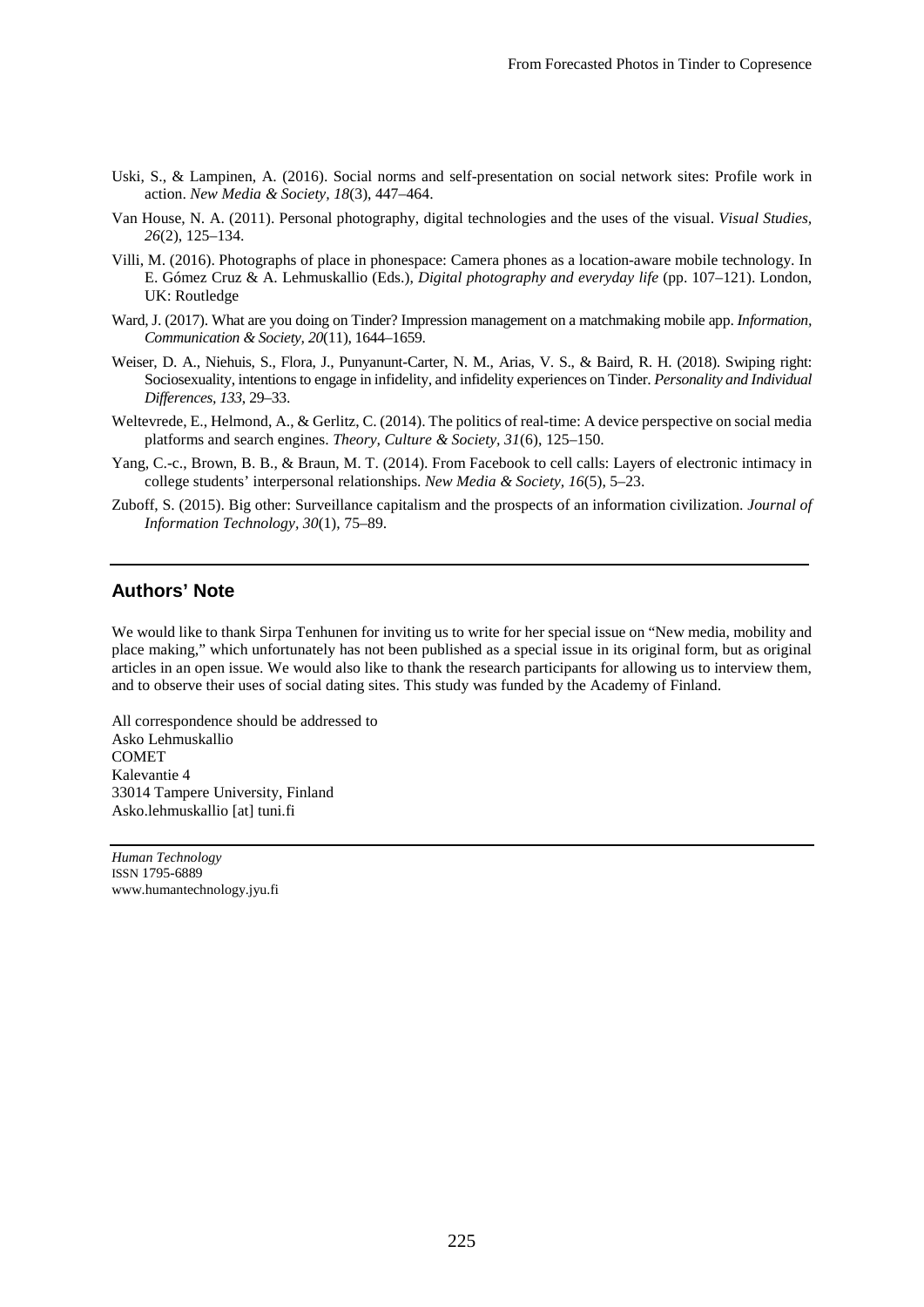Uski, S., & Lampinen, A. (2016). Social norms and self-presentation on social network sites: Profile work in action. *New Media & Society, 18*(3), 447–464.

Van House, N. A. (2011). Personal photography, digital technologies and the uses of the visual. *Visual Studies, 26*(2), 125–134.

Villi, M. (2016). Photographs of place in phonespace: Camera phones as a location-aware mobile technology. In E. Gómez Cruz & A. Lehmuskallio (Eds.), *Digital photography and everyday life* (pp. 107–121). London, UK: Routledge

Ward, J. (2017). What are you doing on Tinder? Impression management on a matchmaking mobile app. *Information, Communication & Society, 20*(11), 1644–1659.

Weiser, D. A., Niehuis, S., Flora, J., Punyanunt-Carter, N. M., Arias, V. S., & Baird, R. H. (2018). Swiping right: Sociosexuality, intentions to engage in infidelity, and infidelity experiences on Tinder. *Personality and Individual Differences, 133*, 29–33.

Weltevrede, E., Helmond, A., & Gerlitz, C. (2014). The politics of real-time: A device perspective on social media platforms and search engines. *Theory, Culture & Society, 31*(6), 125–150.

Yang, C.-c., Brown, B. B., & Braun, M. T. (2014). From Facebook to cell calls: Layers of electronic intimacy in college students' interpersonal relationships. *New Media & Society, 16*(5), 5–23.

Zuboff, S. (2015). Big other: Surveillance capitalism and the prospects of an information civilization. *Journal of Information Technology, 30*(1), 75–89.

## Authors' Note

We would like to thank Sirpa Tenhunen for inviting us to write for her special issue on "New media, mobility and place making," which unfortunately has not been published as a special issue in its original form, but as original articles in an open issue. We would also like to thank the research participants for allowing us to interview them, and to observe their uses of social dating sites. This study was funded by the Academy of Finland.

All correspondence should be addressed to
Asko Lehmuskallio
COMET
Kalevantie 4
33014 Tampere University, Finland
Asko.lehmuskallio [at] tuni.fi

*Human Technology*
ISSN 1795-6889
www.humantechnology.jyu.fi